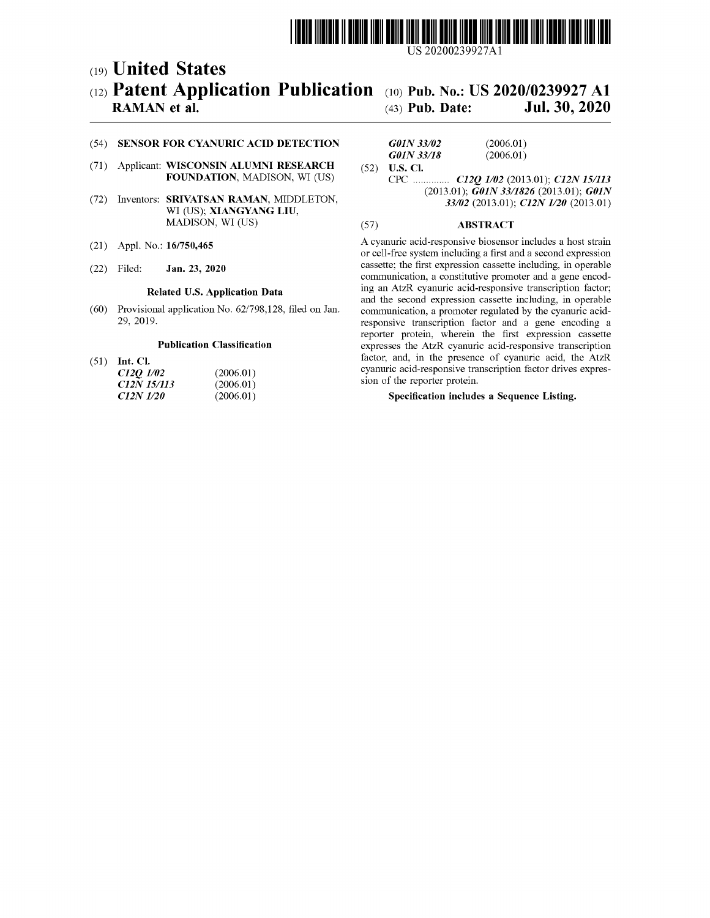US 20200239927A1

(19) **United States**

(12) **Patent Application Publication**

**RAMAN et al.**

(10) **Pub. No.: US 2020/0239927 A1**

(43) **Pub. Date: Jul. 30, 2020**

(54) **SENSOR FOR CYANURIC ACID DETECTION**

(71) Applicant: **WISCONSIN ALUMNI RESEARCH FOUNDATION**, MADISON, WI (US)

(72) Inventors: **SRIVATSAN RAMAN**, MIDDLETON, WI (US); **XIANGYANG LIU**, MADISON, WI (US)

(21) Appl. No.: **16/750,465**

(22) Filed: **Jan. 23, 2020**

**Related U.S. Application Data**

(60) Provisional application No. 62/798,128, filed on Jan. 29, 2019.

**Publication Classification**

(51) **Int. Cl.**

| | |
|---|---|
| ***C12Q 1/02*** | (2006.01) |
| ***C12N 15/113*** | (2006.01) |
| ***C12N 1/20*** | (2006.01) |
| ***G01N 33/02*** | (2006.01) |
| ***G01N 33/18*** | (2006.01) |

(52) **U.S. Cl.**

CPC .............. ***C12Q 1/02*** (2013.01); ***C12N 15/113*** (2013.01); ***G01N 33/1826*** (2013.01); ***G01N 33/02*** (2013.01); ***C12N 1/20*** (2013.01)

(57) **ABSTRACT**

A cyanuric acid-responsive biosensor includes a host strain or cell-free system including a first and a second expression cassette; the first expression cassette including, in operable communication, a constitutive promoter and a gene encoding an AtzR cyanuric acid-responsive transcription factor; and the second expression cassette including, in operable communication, a promoter regulated by the cyanuric acid-responsive transcription factor and a gene encoding a reporter protein, wherein the first expression cassette expresses the AtzR cyanuric acid-responsive transcription factor, and, in the presence of cyanuric acid, the AtzR cyanuric acid-responsive transcription factor drives expression of the reporter protein.

**Specification includes a Sequence Listing.**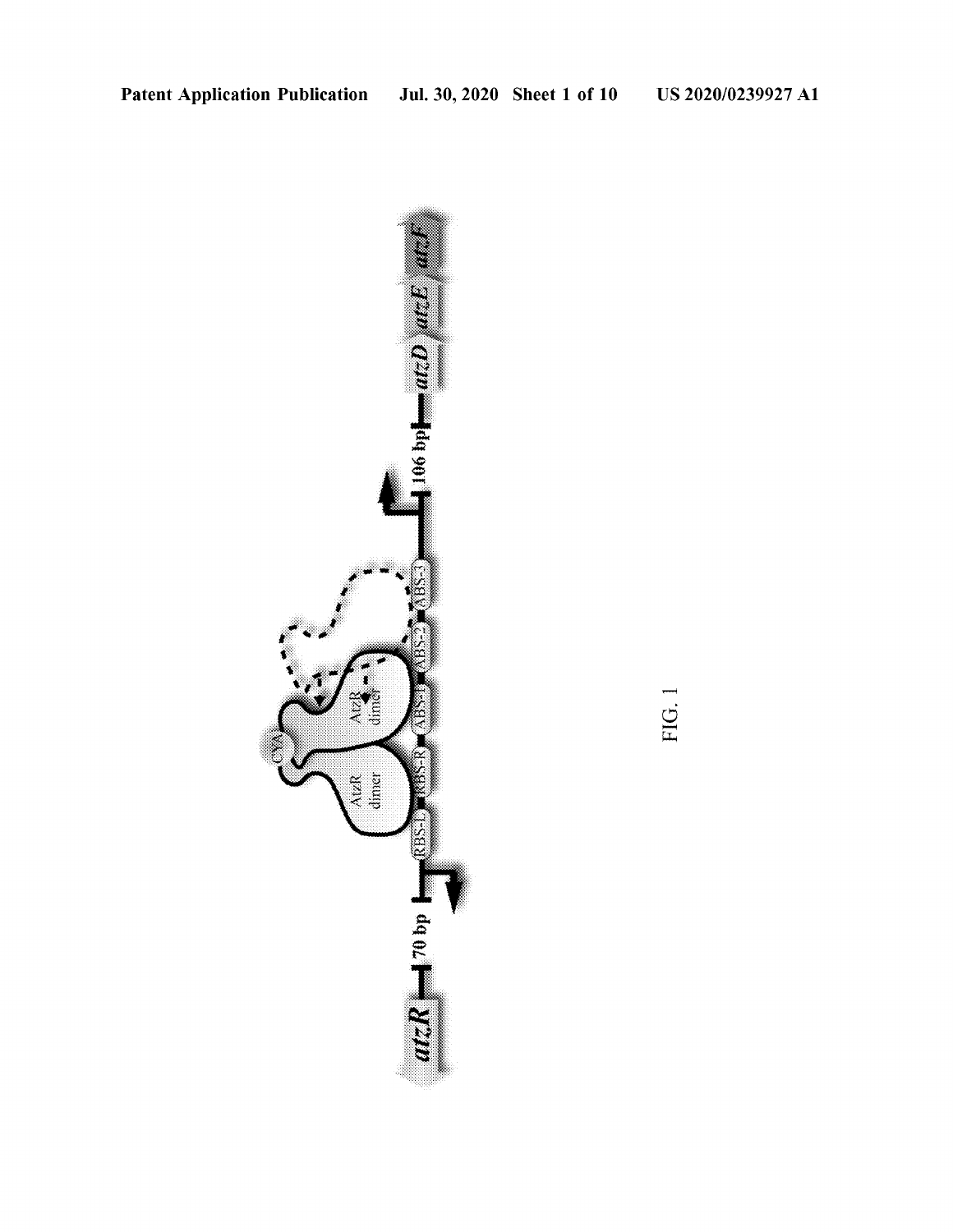FIG. 1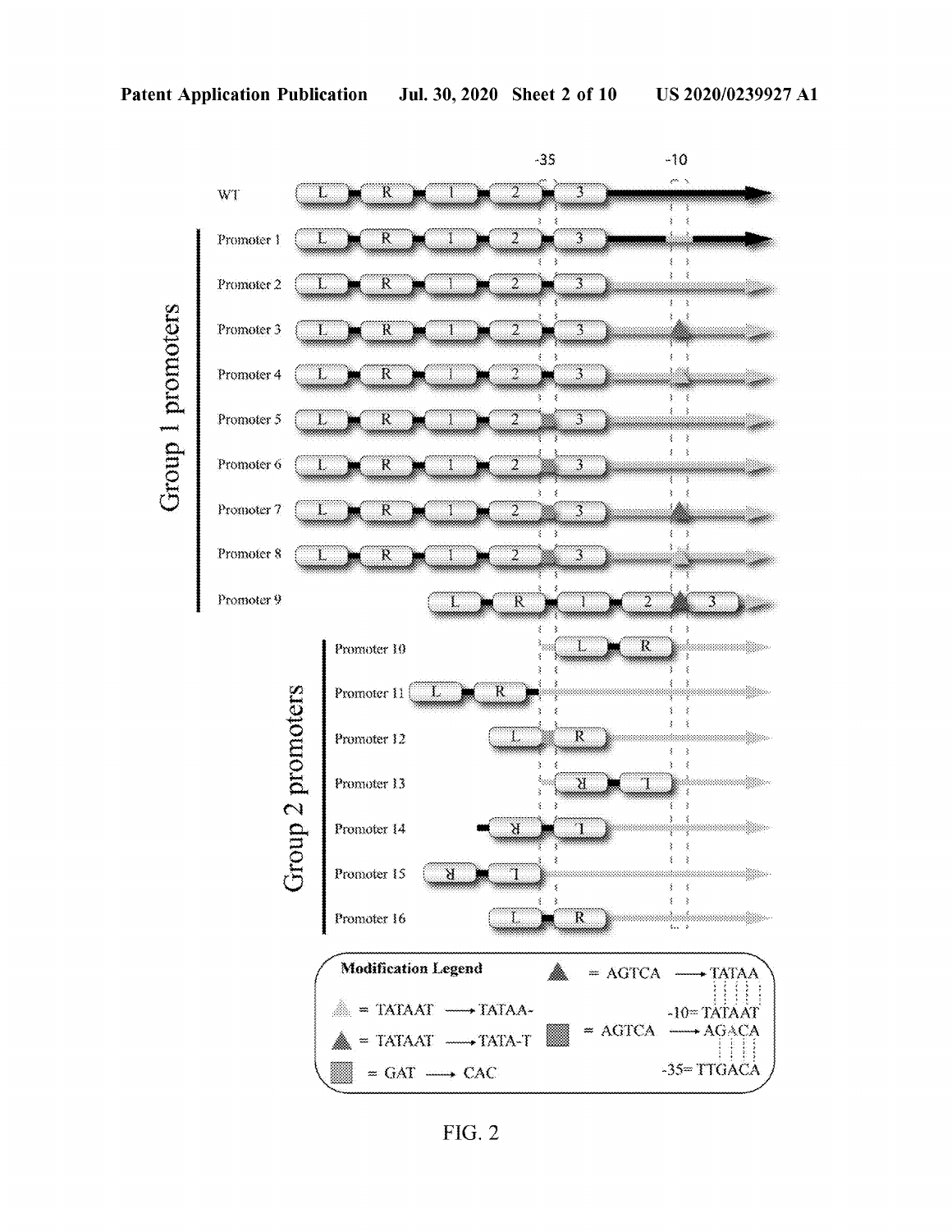FIG. 2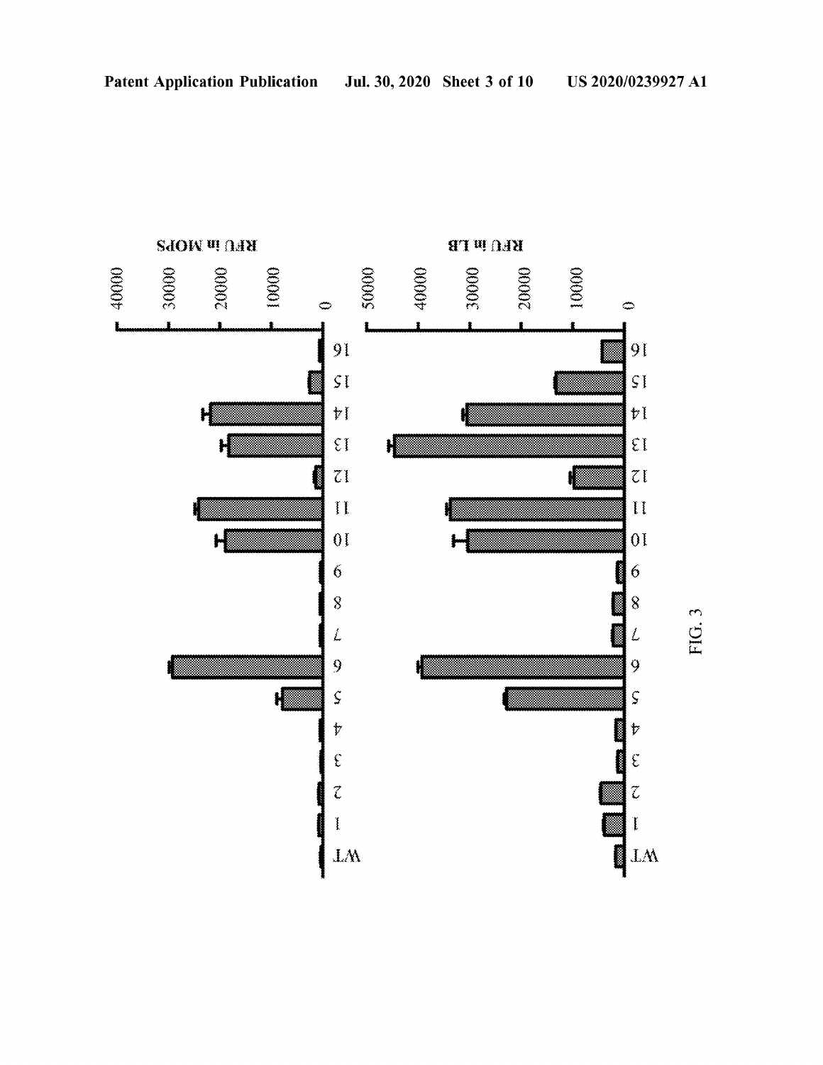FIG. 3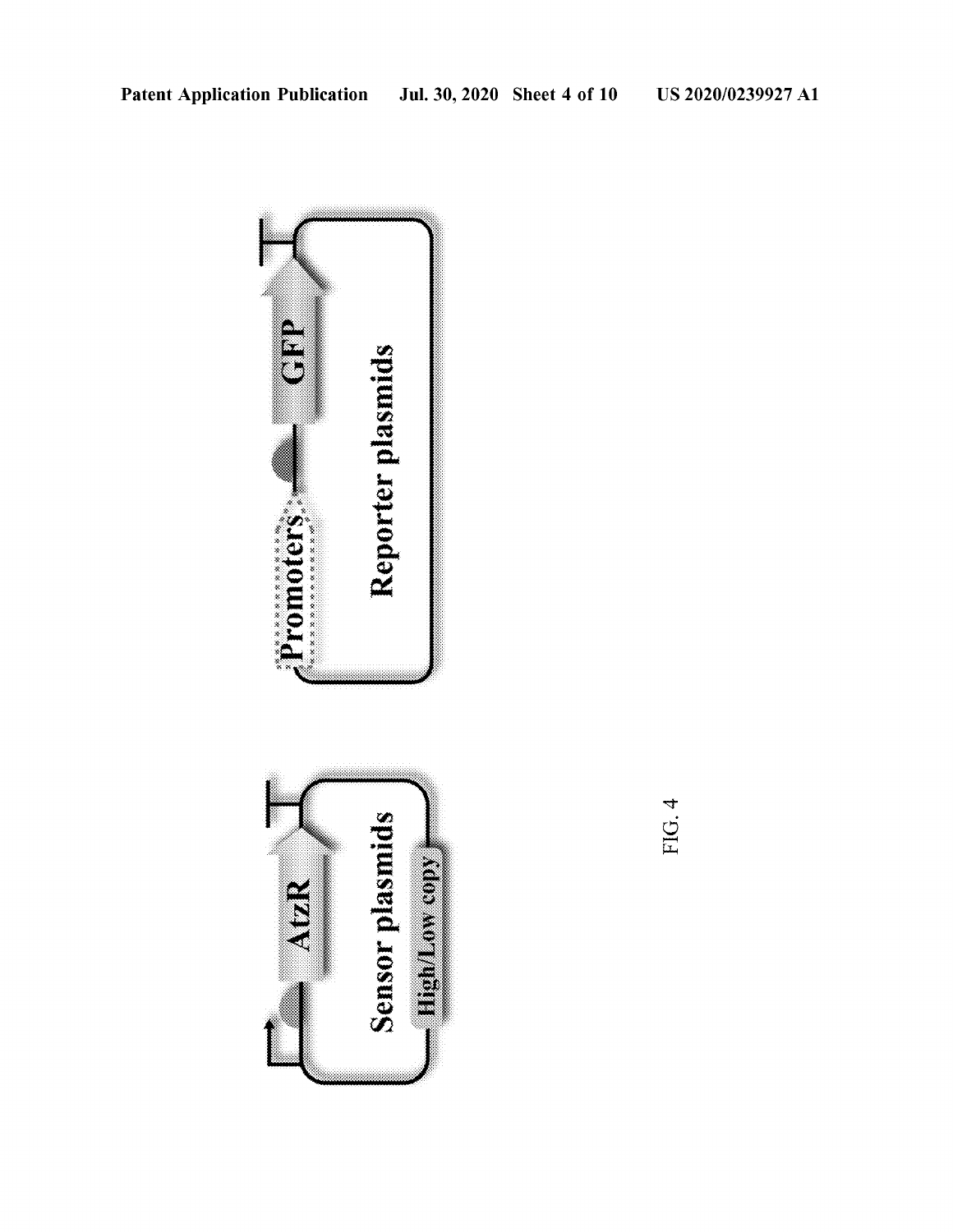Sensor plasmids

AtzR

High/Low copy

Reporter plasmids

Promoters

GFP

FIG. 4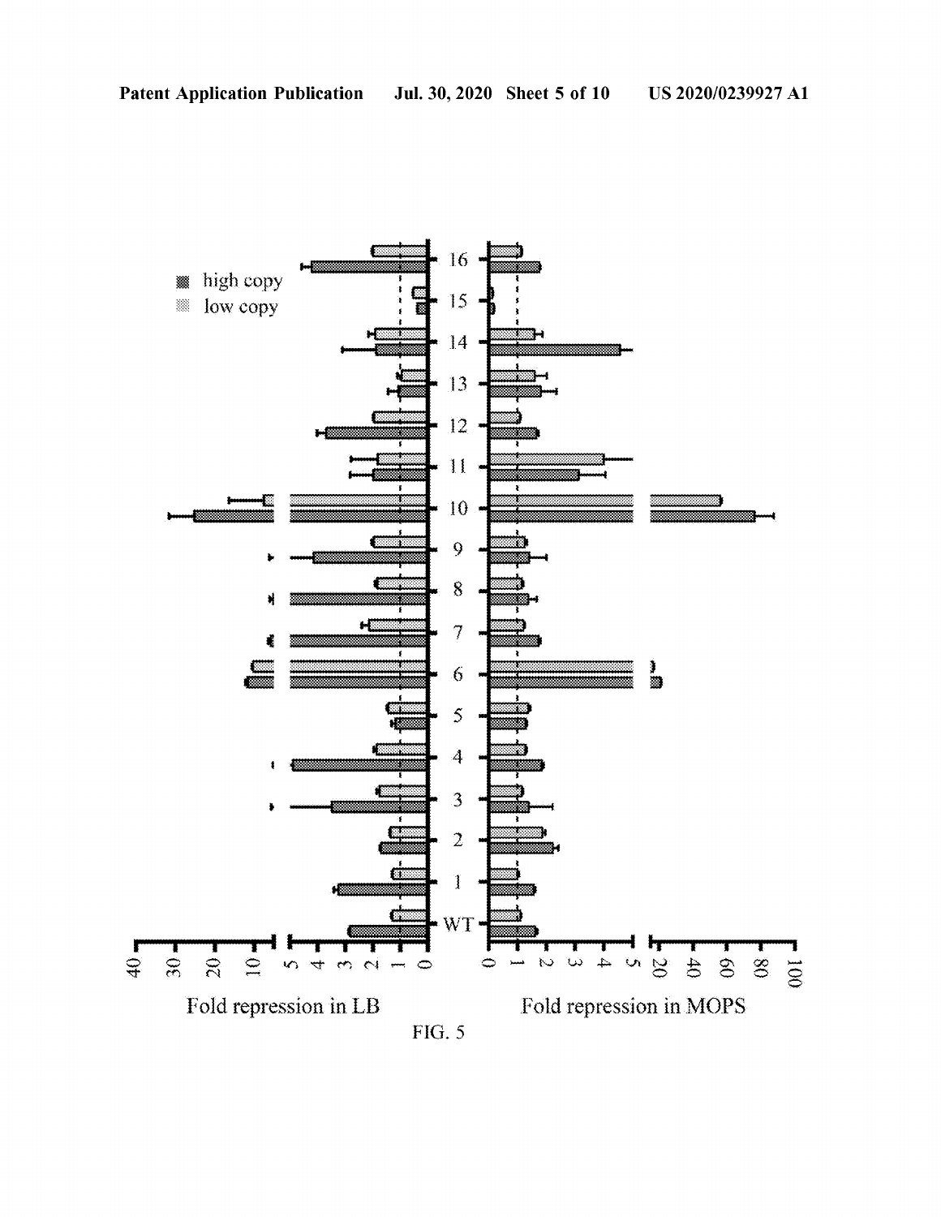high copy

low copy

Fold repression in LB

Fold repression in MOPS

FIG. 5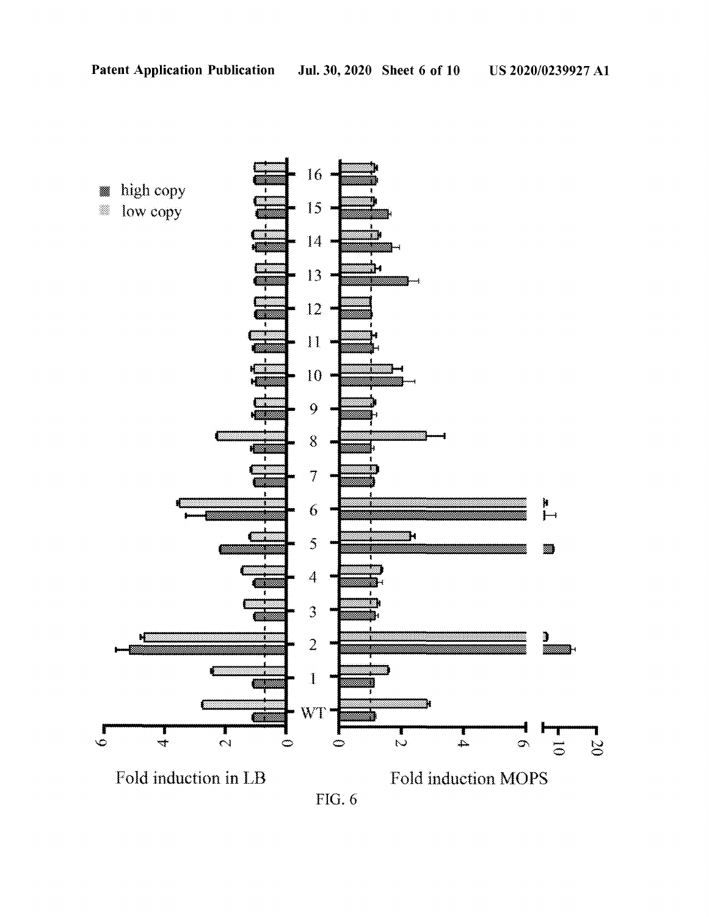high copy
low copy

16
15
14
13
12
11
10
9
8
7
6
5
4
3
2
1
WT

6 4 2 0

0 2 4 6 10 20

Fold induction in LB

Fold induction MOPS

FIG. 6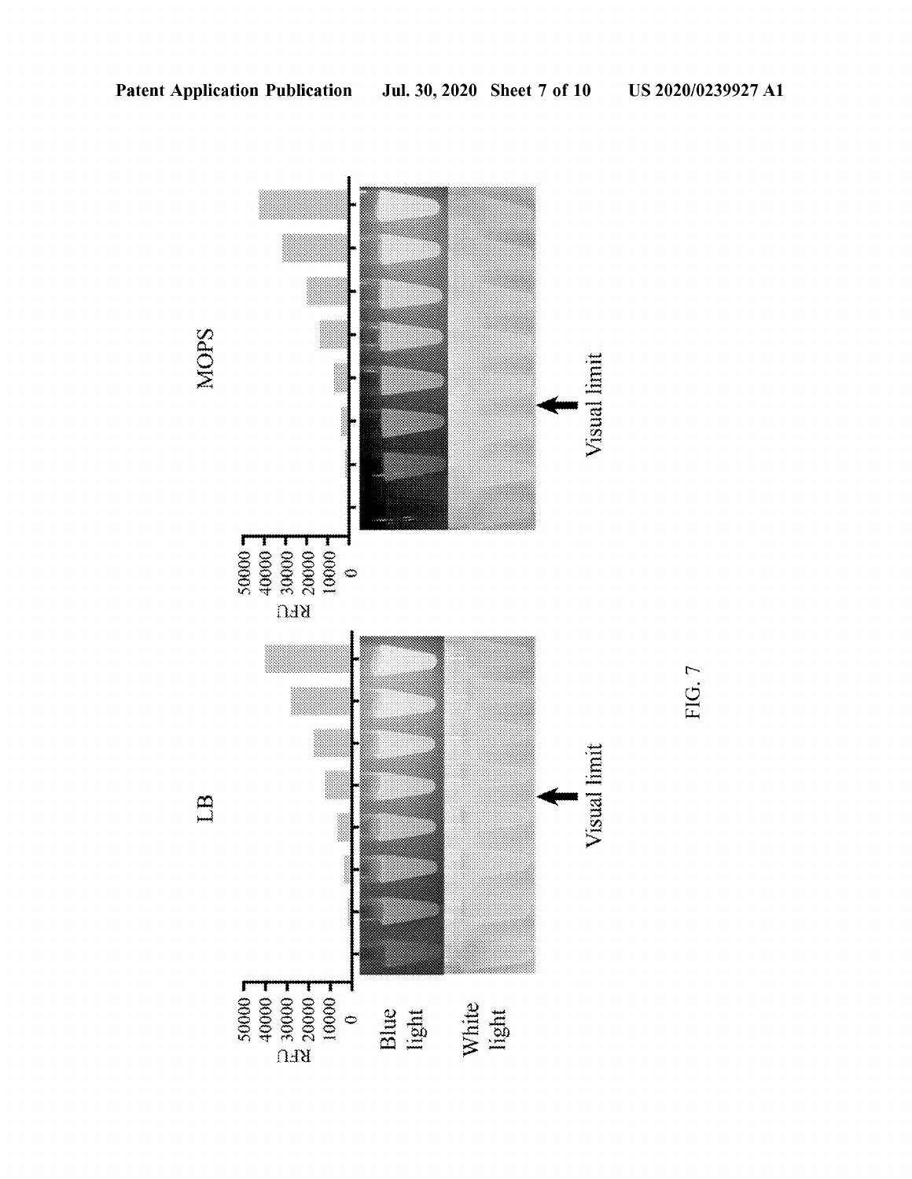LB

MOPS

50000
40000
30000
20000
10000
0

RFU

Blue light

White light

Visual limit

Visual limit

FIG. 7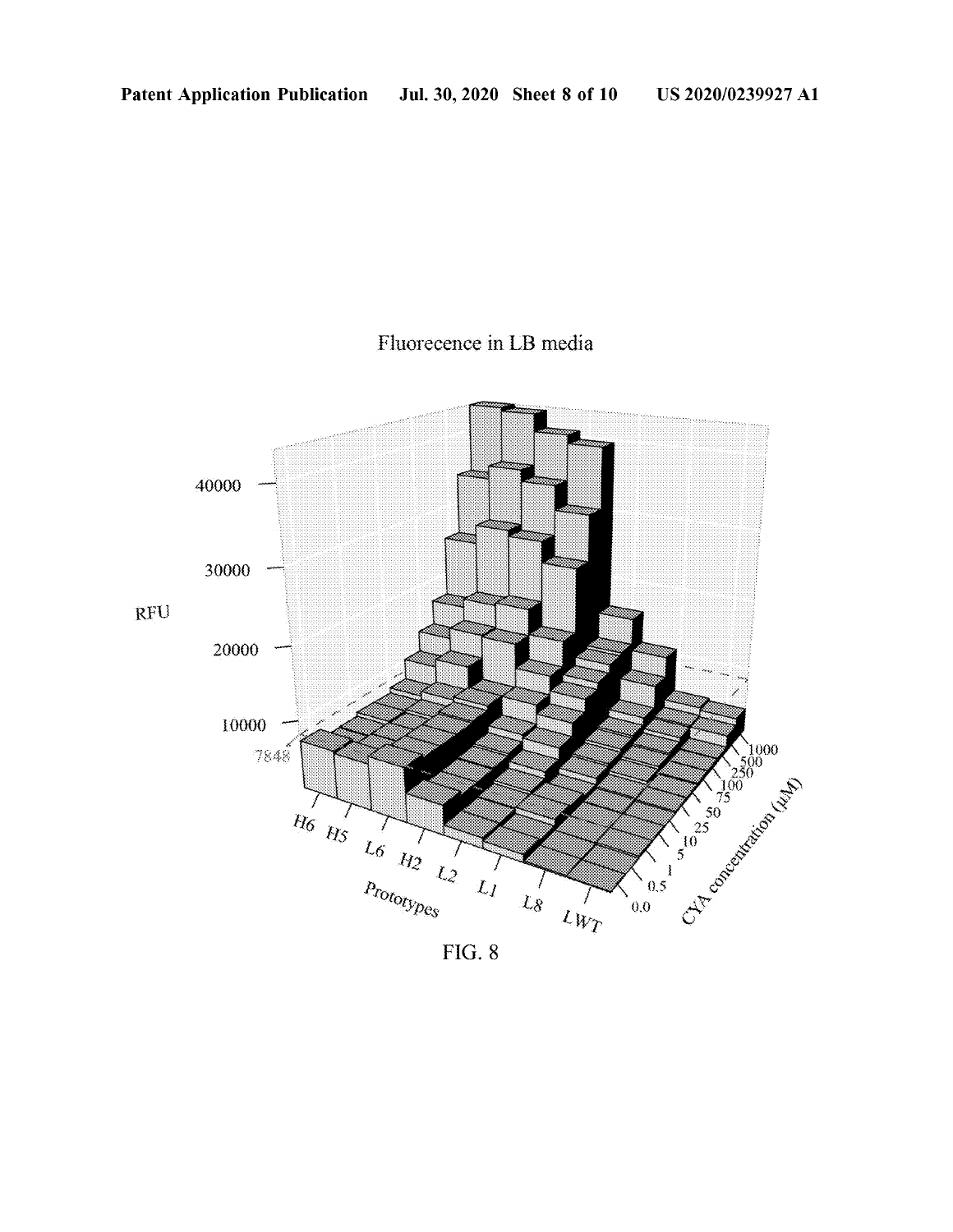Fluorecence in LB media

RFU

40000

30000

20000

10000

7848

H6 H5 L6 H2 L2 L1 L8 LWT

Prototypes

0.0 0.5 1 5 10 25 50 75 100 250 500 1000

CYA concentration (μM)

FIG. 8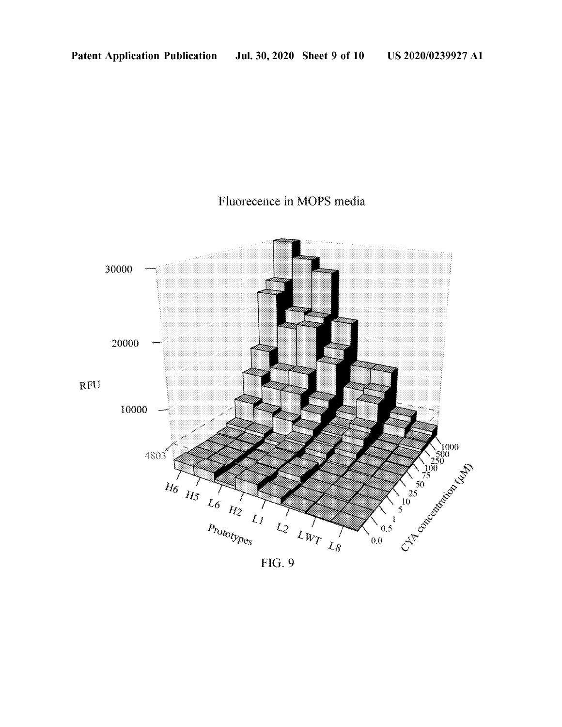Fluorecence in MOPS media

RFU

30000

20000

10000

4803

H6 H5 L6 H2 L1 L2 LWT L8

Prototypes

0.0 0.5 1 5 10 25 50 75 100 250 500 1000

CYA concentration (μM)

FIG. 9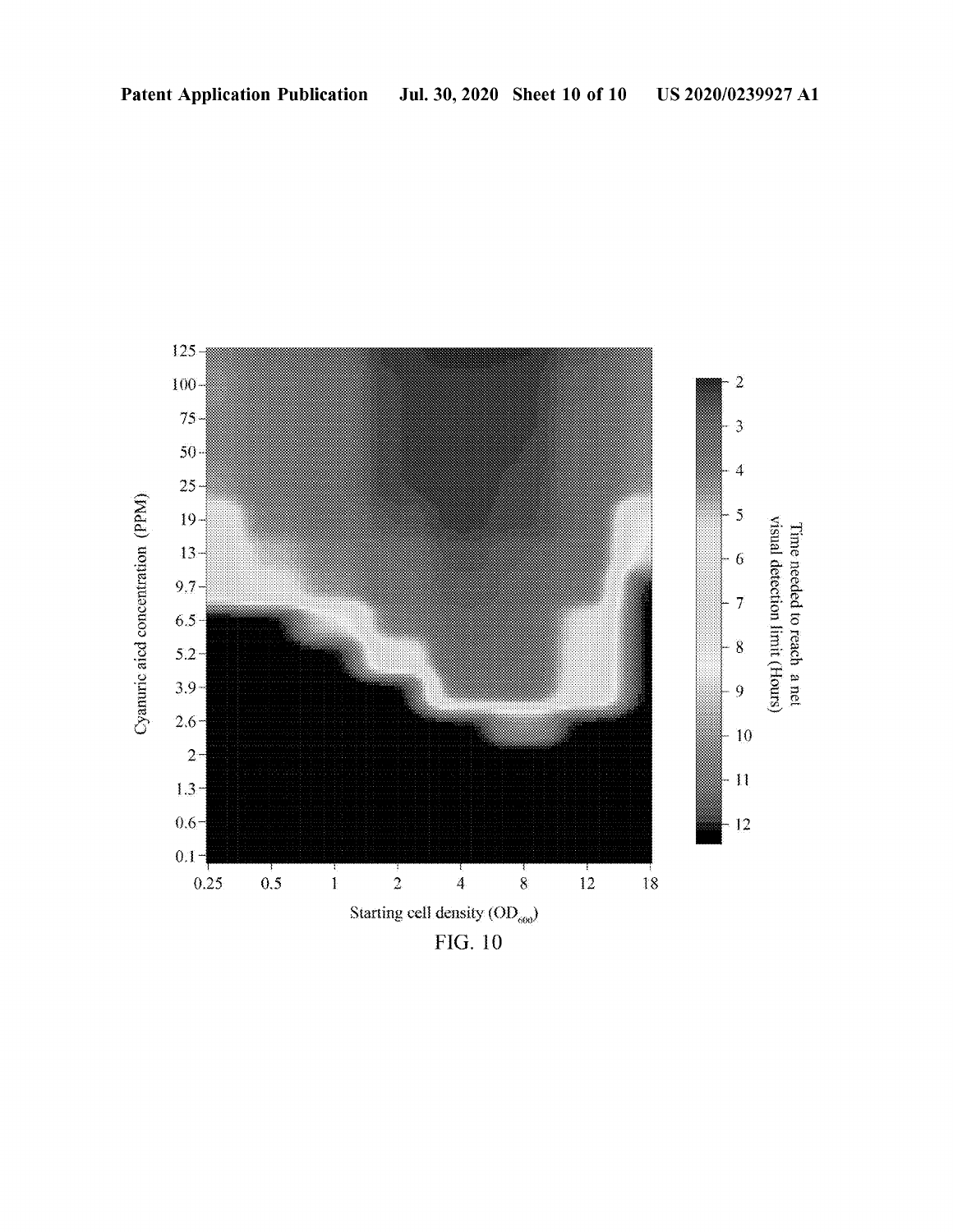FIG. 10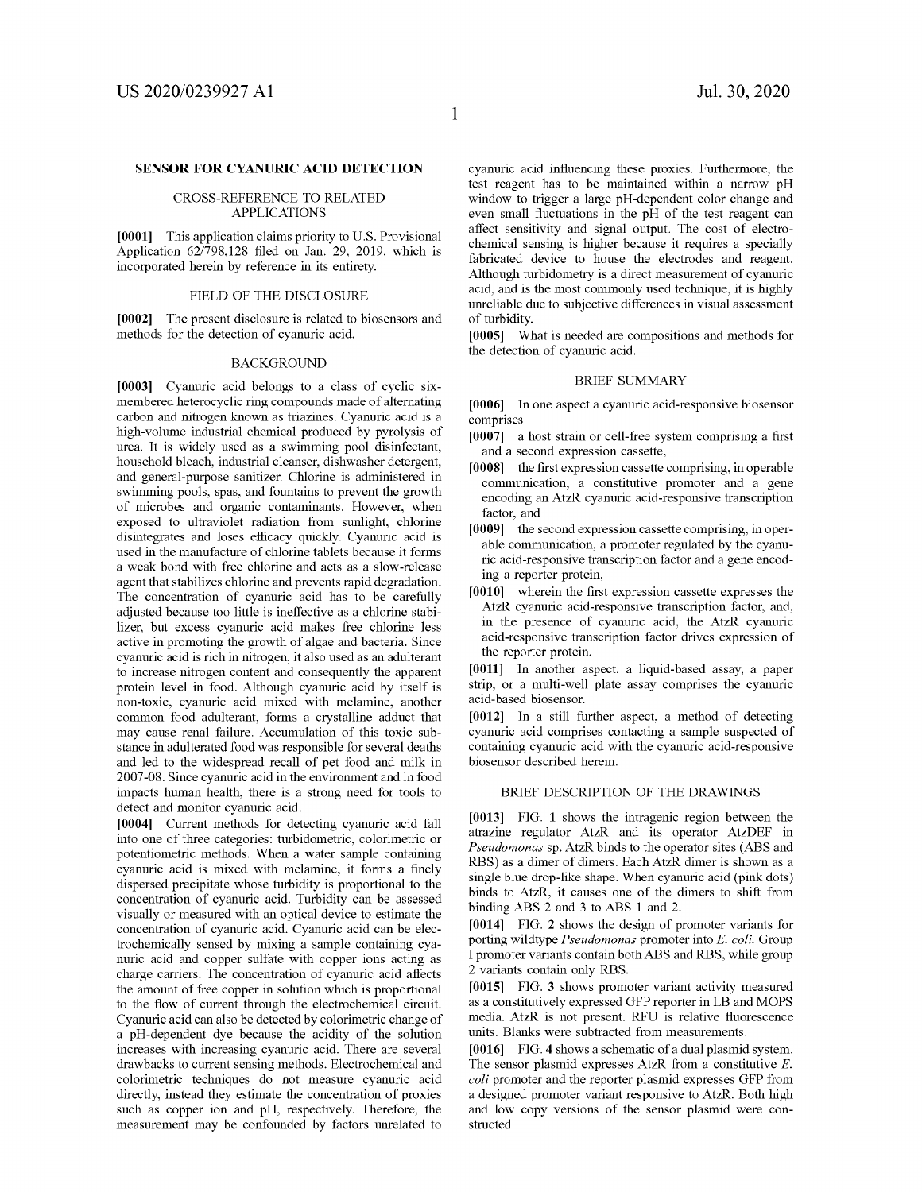# SENSOR FOR CYANURIC ACID DETECTION

## CROSS-REFERENCE TO RELATED APPLICATIONS

**[0001]** This application claims priority to U.S. Provisional Application 62/798,128 filed on Jan. 29, 2019, which is incorporated herein by reference in its entirety.

## FIELD OF THE DISCLOSURE

**[0002]** The present disclosure is related to biosensors and methods for the detection of cyanuric acid.

## BACKGROUND

**[0003]** Cyanuric acid belongs to a class of cyclic six-membered heterocyclic ring compounds made of alternating carbon and nitrogen known as triazines. Cyanuric acid is a high-volume industrial chemical produced by pyrolysis of urea. It is widely used as a swimming pool disinfectant, household bleach, industrial cleanser, dishwasher detergent, and general-purpose sanitizer. Chlorine is administered in swimming pools, spas, and fountains to prevent the growth of microbes and organic contaminants. However, when exposed to ultraviolet radiation from sunlight, chlorine disintegrates and loses efficacy quickly. Cyanuric acid is used in the manufacture of chlorine tablets because it forms a weak bond with free chlorine and acts as a slow-release agent that stabilizes chlorine and prevents rapid degradation. The concentration of cyanuric acid has to be carefully adjusted because too little is ineffective as a chlorine stabilizer, but excess cyanuric acid makes free chlorine less active in promoting the growth of algae and bacteria. Since cyanuric acid is rich in nitrogen, it also used as an adulterant to increase nitrogen content and consequently the apparent protein level in food. Although cyanuric acid by itself is non-toxic, cyanuric acid mixed with melamine, another common food adulterant, forms a crystalline adduct that may cause renal failure. Accumulation of this toxic substance in adulterated food was responsible for several deaths and led to the widespread recall of pet food and milk in 2007-08. Since cyanuric acid in the environment and in food impacts human health, there is a strong need for tools to detect and monitor cyanuric acid.

**[0004]** Current methods for detecting cyanuric acid fall into one of three categories: turbidometric, colorimetric or potentiometric methods. When a water sample containing cyanuric acid is mixed with melamine, it forms a finely dispersed precipitate whose turbidity is proportional to the concentration of cyanuric acid. Turbidity can be assessed visually or measured with an optical device to estimate the concentration of cyanuric acid. Cyanuric acid can be electrochemically sensed by mixing a sample containing cyanuric acid and copper sulfate with copper ions acting as charge carriers. The concentration of cyanuric acid affects the amount of free copper in solution which is proportional to the flow of current through the electrochemical circuit. Cyanuric acid can also be detected by colorimetric change of a pH-dependent dye because the acidity of the solution increases with increasing cyanuric acid. There are several drawbacks to current sensing methods. Electrochemical and colorimetric techniques do not measure cyanuric acid directly, instead they estimate the concentration of proxies such as copper ion and pH, respectively. Therefore, the measurement may be confounded by factors unrelated to cyanuric acid influencing these proxies. Furthermore, the test reagent has to be maintained within a narrow pH window to trigger a large pH-dependent color change and even small fluctuations in the pH of the test reagent can affect sensitivity and signal output. The cost of electrochemical sensing is higher because it requires a specially fabricated device to house the electrodes and reagent. Although turbidometry is a direct measurement of cyanuric acid, and is the most commonly used technique, it is highly unreliable due to subjective differences in visual assessment of turbidity.

**[0005]** What is needed are compositions and methods for the detection of cyanuric acid.

## BRIEF SUMMARY

**[0006]** In one aspect a cyanuric acid-responsive biosensor comprises

**[0007]** a host strain or cell-free system comprising a first and a second expression cassette,

**[0008]** the first expression cassette comprising, in operable communication, a constitutive promoter and a gene encoding an AtzR cyanuric acid-responsive transcription factor, and

**[0009]** the second expression cassette comprising, in operable communication, a promoter regulated by the cyanuric acid-responsive transcription factor and a gene encoding a reporter protein,

**[0010]** wherein the first expression cassette expresses the AtzR cyanuric acid-responsive transcription factor, and, in the presence of cyanuric acid, the AtzR cyanuric acid-responsive transcription factor drives expression of the reporter protein.

**[0011]** In another aspect, a liquid-based assay, a paper strip, or a multi-well plate assay comprises the cyanuric acid-based biosensor.

**[0012]** In a still further aspect, a method of detecting cyanuric acid comprises contacting a sample suspected of containing cyanuric acid with the cyanuric acid-responsive biosensor described herein.

## BRIEF DESCRIPTION OF THE DRAWINGS

**[0013]** FIG. **1** shows the intragenic region between the atrazine regulator AtzR and its operator AtzDEF in *Pseudomonas* sp. AtzR binds to the operator sites (ABS and RBS) as a dimer of dimers. Each AtzR dimer is shown as a single blue drop-like shape. When cyanuric acid (pink dots) binds to AtzR, it causes one of the dimers to shift from binding ABS 2 and 3 to ABS 1 and 2.

**[0014]** FIG. **2** shows the design of promoter variants for porting wildtype *Pseudomonas* promoter into *E. coli*. Group I promoter variants contain both ABS and RBS, while group 2 variants contain only RBS.

**[0015]** FIG. **3** shows promoter variant activity measured as a constitutively expressed GFP reporter in LB and MOPS media. AtzR is not present. RFU is relative fluorescence units. Blanks were subtracted from measurements.

**[0016]** FIG. **4** shows a schematic of a dual plasmid system. The sensor plasmid expresses AtzR from a constitutive *E. coli* promoter and the reporter plasmid expresses GFP from a designed promoter variant responsive to AtzR. Both high and low copy versions of the sensor plasmid were constructed.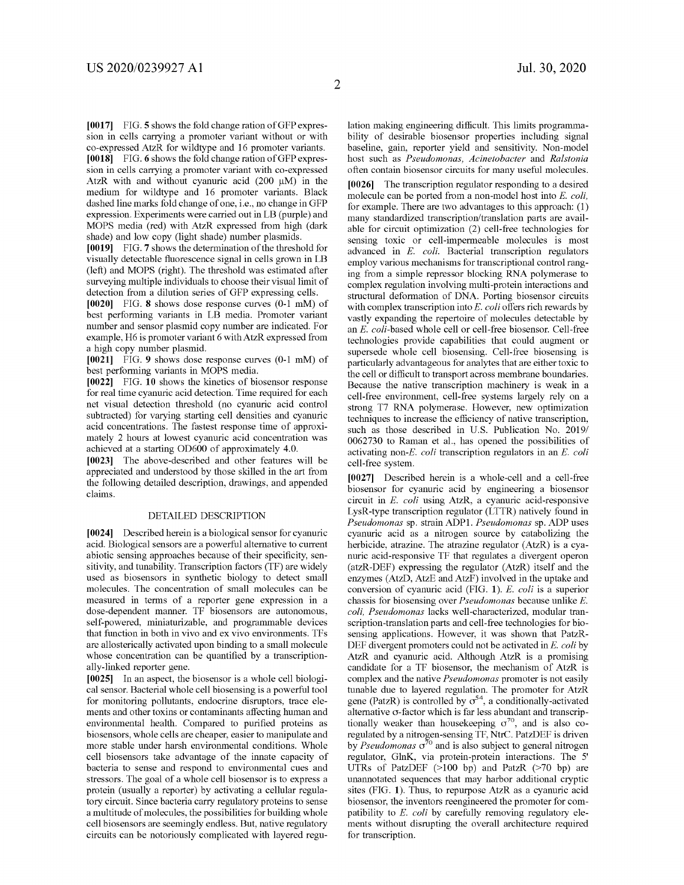[0017] FIG. 5 shows the fold change ration of GFP expression in cells carrying a promoter variant without or with co-expressed AtzR for wildtype and 16 promoter variants.

[0018] FIG. 6 shows the fold change ration of GFP expression in cells carrying a promoter variant with co-expressed AtzR with and without cyanuric acid (200 μM) in the medium for wildtype and 16 promoter variants. Black dashed line marks fold change of one, i.e., no change in GFP expression. Experiments were carried out in LB (purple) and MOPS media (red) with AtzR expressed from high (dark shade) and low copy (light shade) number plasmids.

[0019] FIG. 7 shows the determination of the threshold for visually detectable fluorescence signal in cells grown in LB (left) and MOPS (right). The threshold was estimated after surveying multiple individuals to choose their visual limit of detection from a dilution series of GFP expressing cells.

[0020] FIG. 8 shows dose response curves (0-1 mM) of best performing variants in LB media. Promoter variant number and sensor plasmid copy number are indicated. For example, H6 is promoter variant 6 with AtzR expressed from a high copy number plasmid.

[0021] FIG. 9 shows dose response curves (0-1 mM) of best performing variants in MOPS media.

[0022] FIG. 10 shows the kinetics of biosensor response for real time cyanuric acid detection. Time required for each net visual detection threshold (no cyanuric acid control subtracted) for varying starting cell densities and cyanuric acid concentrations. The fastest response time of approximately 2 hours at lowest cyanuric acid concentration was achieved at a starting OD600 of approximately 4.0.

[0023] The above-described and other features will be appreciated and understood by those skilled in the art from the following detailed description, drawings, and appended claims.

## DETAILED DESCRIPTION

[0024] Described herein is a biological sensor for cyanuric acid. Biological sensors are a powerful alternative to current abiotic sensing approaches because of their specificity, sensitivity, and tunability. Transcription factors (TF) are widely used as biosensors in synthetic biology to detect small molecules. The concentration of small molecules can be measured in terms of a reporter gene expression in a dose-dependent manner. TF biosensors are autonomous, self-powered, miniaturizable, and programmable devices that function in both in vivo and ex vivo environments. TFs are allosterically activated upon binding to a small molecule whose concentration can be quantified by a transcriptionally-linked reporter gene.

[0025] In an aspect, the biosensor is a whole cell biological sensor. Bacterial whole cell biosensing is a powerful tool for monitoring pollutants, endocrine disruptors, trace elements and other toxins or contaminants affecting human and environmental health. Compared to purified proteins as biosensors, whole cells are cheaper, easier to manipulate and more stable under harsh environmental conditions. Whole cell biosensors take advantage of the innate capacity of bacteria to sense and respond to environmental cues and stressors. The goal of a whole cell biosensor is to express a protein (usually a reporter) by activating a cellular regulatory circuit. Since bacteria carry regulatory proteins to sense a multitude of molecules, the possibilities for building whole cell biosensors are seemingly endless. But, native regulatory circuits can be notoriously complicated with layered regulation making engineering difficult. This limits programmability of desirable biosensor properties including signal baseline, gain, reporter yield and sensitivity. Non-model host such as *Pseudomonas*, *Acinetobacter* and *Ralstonia* often contain biosensor circuits for many useful molecules.

[0026] The transcription regulator responding to a desired molecule can be ported from a non-model host into *E. coli*, for example. There are two advantages to this approach: (1) many standardized transcription/translation parts are available for circuit optimization (2) cell-free technologies for sensing toxic or cell-impermeable molecules is most advanced in *E. coli*. Bacterial transcription regulators employ various mechanisms for transcriptional control ranging from a simple repressor blocking RNA polymerase to complex regulation involving multi-protein interactions and structural deformation of DNA. Porting biosensor circuits with complex transcription into *E. coli* offers rich rewards by vastly expanding the repertoire of molecules detectable by an *E. coli*-based whole cell or cell-free biosensor. Cell-free technologies provide capabilities that could augment or supersede whole cell biosensing. Cell-free biosensing is particularly advantageous for analytes that are either toxic to the cell or difficult to transport across membrane boundaries. Because the native transcription machinery is weak in a cell-free environment, cell-free systems largely rely on a strong T7 RNA polymerase. However, new optimization techniques to increase the efficiency of native transcription, such as those described in U.S. Publication No. 2019/0062730 to Raman et al., has opened the possibilities of activating non-*E. coli* transcription regulators in an *E. coli* cell-free system.

[0027] Described herein is a whole-cell and a cell-free biosensor for cyanuric acid by engineering a biosensor circuit in *E. coli* using AtzR, a cyanuric acid-responsive LysR-type transcription regulator (LTTR) natively found in *Pseudomonas* sp. strain ADP1. *Pseudomonas* sp. ADP uses cyanuric acid as a nitrogen source by catabolizing the herbicide, atrazine. The atrazine regulator (AtzR) is a cyanuric acid-responsive TF that regulates a divergent operon (atzR-DEF) expressing the regulator (AtzR) itself and the enzymes (AtzD, AtzE and AtzF) involved in the uptake and conversion of cyanuric acid (FIG. 1). *E. coli* is a superior chassis for biosensing over *Pseudomonas* because unlike *E. coli*, *Pseudomonas* lacks well-characterized, modular transcription-translation parts and cell-free technologies for biosensing applications. However, it was shown that PatzR-DEF divergent promoters could not be activated in *E. coli* by AtzR and cyanuric acid. Although AtzR is a promising candidate for a TF biosensor, the mechanism of AtzR is complex and the native *Pseudomonas* promoter is not easily tunable due to layered regulation. The promoter for AtzR gene (PatzR) is controlled by $\sigma^{54}$, a conditionally-activated alternative σ-factor which is far less abundant and transcriptionally weaker than housekeeping $\sigma^{70}$, and is also co-regulated by a nitrogen-sensing TF, NtrC. PatzDEF is driven by *Pseudomonas* $\sigma^{70}$ and is also subject to general nitrogen regulator, GlnK, via protein-protein interactions. The 5' UTRs of PatzDEF (>100 bp) and PatzR (>70 bp) are unannotated sequences that may harbor additional cryptic sites (FIG. 1). Thus, to repurpose AtzR as a cyanuric acid biosensor, the inventors reengineered the promoter for compatibility to *E. coli* by carefully removing regulatory elements without disrupting the overall architecture required for transcription.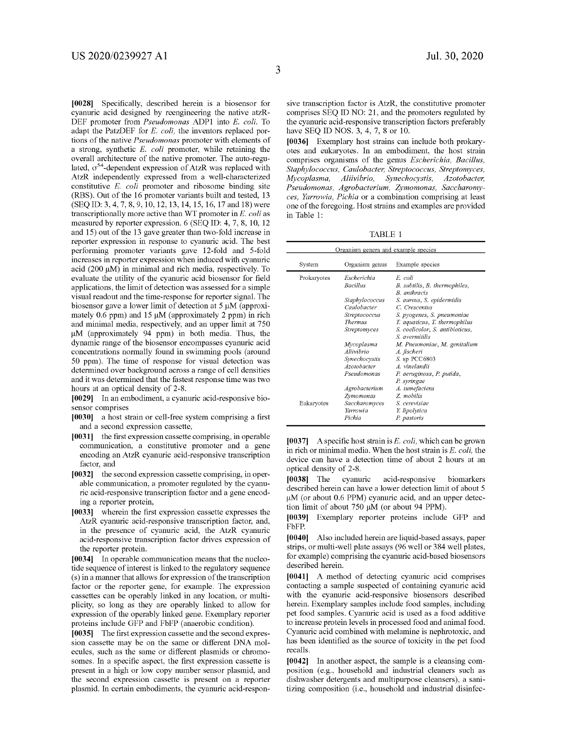**[0028]** Specifically, described herein is a biosensor for cyanuric acid designed by reengineering the native atzR-DEF promoter from *Pseudomonas* ADP1 into *E. coli*. To adapt the PatzDEF for *E. coli*, the inventors replaced portions of the native *Pseudomonas* promoter with elements of a strong, synthetic *E. coli* promoter, while retaining the overall architecture of the native promoter. The auto-regulated, $\sigma^{54}$-dependent expression of AtzR was replaced with AtzR independently expressed from a well-characterized constitutive *E. coli* promoter and ribosome binding site (RBS). Out of the 16 promoter variants built and tested, 13 (SEQ ID: 3, 4, 7, 8, 9, 10, 12, 13, 14, 15, 16, 17 and 18) were transcriptionally more active than WT promoter in *E. coli* as measured by reporter expression. 6 (SEQ ID: 4, 7, 8, 10, 12 and 15) out of the 13 gave greater than two-fold increase in reporter expression in response to cyanuric acid. The best performing promoter variants gave 12-fold and 5-fold increases in reporter expression when induced with cyanuric acid (200 μM) in minimal and rich media, respectively. To evaluate the utility of the cyanuric acid biosensor for field applications, the limit of detection was assessed for a simple visual readout and the time-response for reporter signal. The biosensor gave a lower limit of detection at 5 μM (approximately 0.6 ppm) and 15 μM (approximately 2 ppm) in rich and minimal media, respectively, and an upper limit at 750 μM (approximately 94 ppm) in both media. Thus, the dynamic range of the biosensor encompasses cyanuric acid concentrations normally found in swimming pools (around 50 ppm). The time of response for visual detection was determined over background across a range of cell densities and it was determined that the fastest response time was two hours at an optical density of 2-8.

**[0029]** In an embodiment, a cyanuric acid-responsive biosensor comprises

**[0030]** a host strain or cell-free system comprising a first and a second expression cassette,

**[0031]** the first expression cassette comprising, in operable communication, a constitutive promoter and a gene encoding an AtzR cyanuric acid-responsive transcription factor, and

**[0032]** the second expression cassette comprising, in operable communication, a promoter regulated by the cyanuric acid-responsive transcription factor and a gene encoding a reporter protein,

**[0033]** wherein the first expression cassette expresses the AtzR cyanuric acid-responsive transcription factor, and, in the presence of cyanuric acid, the AtzR cyanuric acid-responsive transcription factor drives expression of the reporter protein.

**[0034]** In operable communication means that the nucleotide sequence of interest is linked to the regulatory sequence (s) in a manner that allows for expression of the transcription factor or the reporter gene, for example. The expression cassettes can be operably linked in any location, or multiplicity, so long as they are operably linked to allow for expression of the operably linked gene. Exemplary reporter proteins include GFP and FbFP (anaerobic condition).

**[0035]** The first expression cassette and the second expression cassette may be on the same or different DNA molecules, such as the same or different plasmids or chromosomes. In a specific aspect, the first expression cassette is present in a high or low copy number sensor plasmid, and the second expression cassette is present on a reporter plasmid. In certain embodiments, the cyanuric acid-responsive transcription factor is AtzR, the constitutive promoter comprises SEQ ID NO: 21, and the promoters regulated by the cyanuric acid-responsive transcription factors preferably have SEQ ID NOS. 3, 4, 7, 8 or 10.

**[0036]** Exemplary host strains can include both prokaryotes and eukaryotes. In an embodiment, the host strain comprises organisms of the genus *Escherichia, Bacillus, Staphylococcus, Caulobacter, Streptococcus, Streptomyces, Mycoplasma, Aliivibrio, Synechocystis, Azotobacter, Pseudomonas, Agrobacterium, Zymomonas, Saccharomyces, Yarrowia, Pichia* or a combination comprising at least one of the foregoing. Host strains and examples are provided in Table 1:

TABLE 1

| Organism genera and example species | | |
|---|---|---|
| System | Organism genus | Example species |
| Prokaryotes | *Escherichia* | *E. coli* |
| | *Bacillus* | *B. subtilis, B. thermophiles, B. anthracis* |
| | *Staphylococcus* | *S. aureus, S. epidermidis* |
| | *Caulobacter* | *C. Crescentus* |
| | *Streptococcus* | *S. pyogenes, S. pneumoniae* |
| | *Thermus* | *T. aquaticus, T. thermophilus* |
| | *Streptomyces* | *S. coelicolor, S. antibioticus, S. avermitilis* |
| | *Mycoplasma* | *M. Pneumoniae, M. genitalium* |
| | *Aliivibrio* | *A. fischeri* |
| | *Synechocystis* | *S.* sp PCC6803 |
| | *Azotobacter* | *A. vinelandii* |
| | *Pseudomonas* | *P. aeruginosa, P. putida, P. syringae* |
| | *Agrobacterium* | *A. tumefaciens* |
| | *Zymomonas* | *Z. mobilis* |
| Eukaryotes | *Saccharomyces* | *S. cerevisiae* |
| | *Yarrowia* | *Y. lipolytica* |
| | *Pichia* | *P. pastoris* |

**[0037]** A specific host strain is *E. coli*, which can be grown in rich or minimal media. When the host strain is *E. coli*, the device can have a detection time of about 2 hours at an optical density of 2-8.

**[0038]** The cyanuric acid-responsive biomarkers described herein can have a lower detection limit of about 5 μM (or about 0.6 PPM) cyanuric acid, and an upper detection limit of about 750 μM (or about 94 PPM).

**[0039]** Exemplary reporter proteins include GFP and FbFP.

**[0040]** Also included herein are liquid-based assays, paper strips, or multi-well plate assays (96 well or 384 well plates, for example) comprising the cyanuric acid-based biosensors described herein.

**[0041]** A method of detecting cyanuric acid comprises contacting a sample suspected of containing cyanuric acid with the cyanuric acid-responsive biosensors described herein. Exemplary samples include food samples, including pet food samples. Cyanuric acid is used as a food additive to increase protein levels in processed food and animal food. Cyanuric acid combined with melamine is nephrotoxic, and has been identified as the source of toxicity in the pet food recalls.

**[0042]** In another aspect, the sample is a cleansing composition (e.g., household and industrial cleaners such as dishwasher detergents and multipurpose cleansers), a sanitizing composition (i.e., household and industrial disinfec-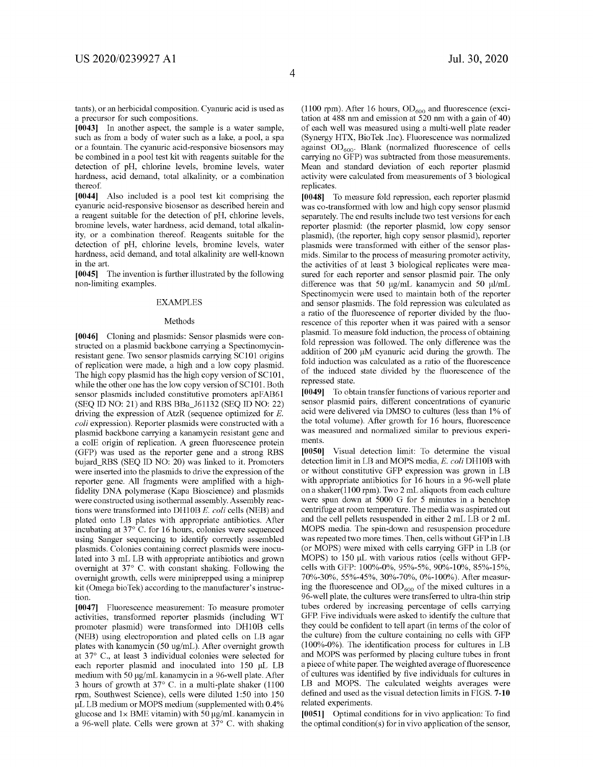tants), or an herbicidal composition. Cyanuric acid is used as a precursor for such compositions.

**[0043]** In another aspect, the sample is a water sample, such as from a body of water such as a lake, a pool, a spa or a fountain. The cyanuric acid-responsive biosensors may be combined in a pool test kit with reagents suitable for the detection of pH, chlorine levels, bromine levels, water hardness, acid demand, total alkalinity, or a combination thereof.

**[0044]** Also included is a pool test kit comprising the cyanuric acid-responsive biosensor as described herein and a reagent suitable for the detection of pH, chlorine levels, bromine levels, water hardness, acid demand, total alkalinity, or a combination thereof. Reagents suitable for the detection of pH, chlorine levels, bromine levels, water hardness, acid demand, and total alkalinity are well-known in the art.

**[0045]** The invention is further illustrated by the following non-limiting examples.

## EXAMPLES

### Methods

**[0046]** Cloning and plasmids: Sensor plasmids were constructed on a plasmid backbone carrying a Spectinomycin-resistant gene. Two sensor plasmids carrying SC101 origins of replication were made, a high and a low copy plasmid. The high copy plasmid has the high copy version of SC101, while the other one has the low copy version of SC101. Both sensor plasmids included constitutive promoters apFAB61 (SEQ ID NO: 21) and RBS BBa_J61132 (SEQ ID NO: 22) driving the expression of AtzR (sequence optimized for *E. coli* expression). Reporter plasmids were constructed with a plasmid backbone carrying a kanamycin resistant gene and a colE origin of replication. A green fluorescence protein (GFP) was used as the reporter gene and a strong RBS bujard_RBS (SEQ ID NO: 20) was linked to it. Promoters were inserted into the plasmids to drive the expression of the reporter gene. All fragments were amplified with a high-fidelity DNA polymerase (Kapa Bioscience) and plasmids were constructed using isothermal assembly. Assembly reactions were transformed into DH10B *E. coli* cells (NEB) and plated onto LB plates with appropriate antibiotics. After incubating at 37° C. for 16 hours, colonies were sequenced using Sanger sequencing to identify correctly assembled plasmids. Colonies containing correct plasmids were inoculated into 3 mL LB with appropriate antibiotics and grown overnight at 37° C. with constant shaking. Following the overnight growth, cells were miniprepped using a miniprep kit (Omega bioTek) according to the manufacturer's instruction.

**[0047]** Fluorescence measurement: To measure promoter activities, transformed reporter plasmids (including WT promoter plasmid) were transformed into DH10B cells (NEB) using electroporation and plated cells on LB agar plates with kanamycin (50 ug/mL). After overnight growth at 37° C., at least 3 individual colonies were selected for each reporter plasmid and inoculated into 150 μL LB medium with 50 μg/mL kanamycin in a 96-well plate. After 3 hours of growth at 37° C. in a multi-plate shaker (1100 rpm, Southwest Science), cells were diluted 1:50 into 150 μL LB medium or MOPS medium (supplemented with 0.4% glucose and 1× BME vitamin) with 50 μg/mL kanamycin in a 96-well plate. Cells were grown at 37° C. with shaking (1100 rpm). After 16 hours, $OD_{600}$ and fluorescence (excitation at 488 nm and emission at 520 nm with a gain of 40) of each well was measured using a multi-well plate reader (Synergy HTX, BioTek .Inc). Fluorescence was normalized against $OD_{600}$. Blank (normalized fluorescence of cells carrying no GFP) was subtracted from those measurements. Mean and standard deviation of each reporter plasmid activity were calculated from measurements of 3 biological replicates.

**[0048]** To measure fold repression, each reporter plasmid was co-transformed with low and high copy sensor plasmid separately. The end results include two test versions for each reporter plasmid: (the reporter plasmid, low copy sensor plasmid), (the reporter, high copy sensor plasmid), reporter plasmids were transformed with either of the sensor plasmids. Similar to the process of measuring promoter activity, the activities of at least 3 biological replicates were measured for each reporter and sensor plasmid pair. The only difference was that 50 μg/mL kanamycin and 50 μl/mL Spectinomycin were used to maintain both of the reporter and sensor plasmids. The fold repression was calculated as a ratio of the fluorescence of reporter divided by the fluorescence of this reporter when it was paired with a sensor plasmid. To measure fold induction, the process of obtaining fold repression was followed. The only difference was the addition of 200 μM cyanuric acid during the growth. The fold induction was calculated as a ratio of the fluorescence of the induced state divided by the fluorescence of the repressed state.

**[0049]** To obtain transfer functions of various reporter and sensor plasmid pairs, different concentrations of cyanuric acid were delivered via DMSO to cultures (less than 1% of the total volume). After growth for 16 hours, fluorescence was measured and normalized similar to previous experiments.

**[0050]** Visual detection limit: To determine the visual detection limit in LB and MOPS media, *E. coli* DH10B with or without constitutive GFP expression was grown in LB with appropriate antibiotics for 16 hours in a 96-well plate on a shaker(1100 rpm). Two 2 mL aliquots from each culture were spun down at 5000 G for 5 minutes in a benchtop centrifuge at room temperature. The media was aspirated out and the cell pellets resuspended in either 2 mL LB or 2 mL MOPS media. The spin-down and resuspension procedure was repeated two more times. Then, cells without GFP in LB (or MOPS) were mixed with cells carrying GFP in LB (or MOPS) to 150 μL with various ratios (cells without GFP-cells with GFP: 100%-0%, 95%-5%, 90%-10%, 85%-15%, 70%-30%, 55%-45%, 30%-70%, 0%-100%). After measuring the fluorescence and $OD_{600}$ of the mixed cultures in a 96-well plate, the cultures were transferred to ultra-thin strip tubes ordered by increasing percentage of cells carrying GFP. Five individuals were asked to identify the culture that they could be confident to tell apart (in terms of the color of the culture) from the culture containing no cells with GFP (100%-0%). The identification process for cultures in LB and MOPS was performed by placing culture tubes in front a piece of white paper. The weighted average of fluorescence of cultures was identified by five individuals for cultures in LB and MOPS. The calculated weights averages were defined and used as the visual detection limits in FIGS. **7-10** related experiments.

**[0051]** Optimal conditions for in vivo application: To find the optimal condition(s) for in vivo application of the sensor,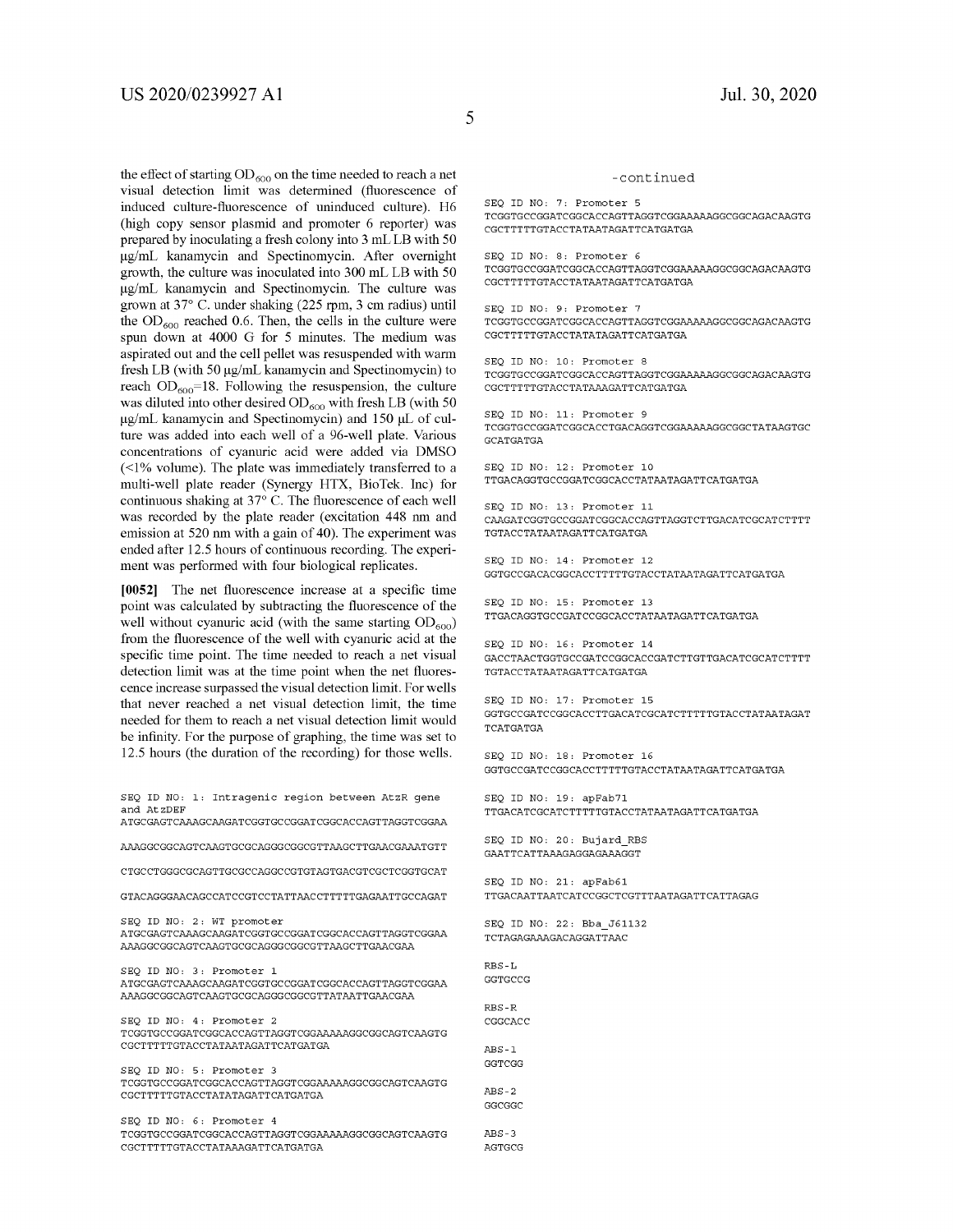the effect of starting $OD_{600}$ on the time needed to reach a net visual detection limit was determined (fluorescence of induced culture-fluorescence of uninduced culture). H6 (high copy sensor plasmid and promoter 6 reporter) was prepared by inoculating a fresh colony into 3 mL LB with 50 μg/mL kanamycin and Spectinomycin. After overnight growth, the culture was inoculated into 300 mL LB with 50 μg/mL kanamycin and Spectinomycin. The culture was grown at 37° C. under shaking (225 rpm, 3 cm radius) until the $OD_{600}$ reached 0.6. Then, the cells in the culture were spun down at 4000 G for 5 minutes. The medium was aspirated out and the cell pellet was resuspended with warm fresh LB (with 50 μg/mL kanamycin and Spectinomycin) to reach $OD_{600}$=18. Following the resuspension, the culture was diluted into other desired $OD_{600}$ with fresh LB (with 50 μg/mL kanamycin and Spectinomycin) and 150 μL of culture was added into each well of a 96-well plate. Various concentrations of cyanuric acid were added via DMSO (<1% volume). The plate was immediately transferred to a multi-well plate reader (Synergy HTX, BioTek. Inc) for continuous shaking at 37° C. The fluorescence of each well was recorded by the plate reader (excitation 448 nm and emission at 520 nm with a gain of 40). The experiment was ended after 12.5 hours of continuous recording. The experiment was performed with four biological replicates.

**[0052]** The net fluorescence increase at a specific time point was calculated by subtracting the fluorescence of the well without cyanuric acid (with the same starting $OD_{600}$) from the fluorescence of the well with cyanuric acid at the specific time point. The time needed to reach a net visual detection limit was at the time point when the net fluorescence increase surpassed the visual detection limit. For wells that never reached a net visual detection limit, the time needed for them to reach a net visual detection limit would be infinity. For the purpose of graphing, the time was set to 12.5 hours (the duration of the recording) for those wells.

```
SEQ ID NO: 1: Intragenic region between AtzR gene
and AtzDEF
ATGCGAGTCAAAGCAAGATCGGTGCCGGATCGGCACCAGTTAGGTCGGAA

AAAGGCGGCAGTCAAGTGCGCAGGGCGGCGTTAAGCTTGAACGAAATGTT

CTGCCTGGGCGCAGTTGCGCCAGGCCGTGTAGTGACGTCGCTCGGTGCAT

GTACAGGGAACAGCCATCCGTCCTATTAACCTTTTTGAGAATTGCCAGAT

SEQ ID NO: 2: WT promoter
ATGCGAGTCAAAGCAAGATCGGTGCCGGATCGGCACCAGTTAGGTCGGAA
AAAGGCGGCAGTCAAGTGCGCAGGGCGGCGTTAAGCTTGAACGAA

SEQ ID NO: 3: Promoter 1
ATGCGAGTCAAAGCAAGATCGGTGCCGGATCGGCACCAGTTAGGTCGGAA
AAAGGCGGCAGTCAAGTGCGCAGGGCGGCGTTATAATTGAACGAA

SEQ ID NO: 4: Promoter 2
TCGGTGCCGGATCGGCACCAGTTAGGTCGGAAAAAGGCGGCAGTCAAGTG
CGCTTTTTGTACCTATAATAGATTCATGATGA

SEQ ID NO: 5: Promoter 3
TCGGTGCCGGATCGGCACCAGTTAGGTCGGAAAAAGGCGGCAGTCAAGTG
CGCTTTTTGTACCTATATAGATTCATGATGA

SEQ ID NO: 6: Promoter 4
TCGGTGCCGGATCGGCACCAGTTAGGTCGGAAAAAGGCGGCAGTCAAGTG
CGCTTTTTGTACCTATAAAGATTCATGATGA
```

-continued

```
SEQ ID NO: 7: Promoter 5
TCGGTGCCGGATCGGCACCAGTTAGGTCGGAAAAAGGCGGCAGACAAGTG
CGCTTTTTGTACCTATAATAGATTCATGATGA

SEQ ID NO: 8: Promoter 6
TCGGTGCCGGATCGGCACCAGTTAGGTCGGAAAAAGGCGGCAGACAAGTG
CGCTTTTTGTACCTATAATAGATTCATGATGA

SEQ ID NO: 9: Promoter 7
TCGGTGCCGGATCGGCACCAGTTAGGTCGGAAAAAGGCGGCAGACAAGTG
CGCTTTTTGTACCTATATAGATTCATGATGA

SEQ ID NO: 10: Promoter 8
TCGGTGCCGGATCGGCACCAGTTAGGTCGGAAAAAGGCGGCAGACAAGTG
CGCTTTTTGTACCTATAAAGATTCATGATGA

SEQ ID NO: 11: Promoter 9
TCGGTGCCGGATCGGCACCTGACAGGTCGGAAAAAGGCGGCTATAAGTGC
GCATGATGA

SEQ ID NO: 12: Promoter 10
TTGACAGGTGCCGGATCGGCACCTATAATAGATTCATGATGA

SEQ ID NO: 13: Promoter 11
CAAGATCGGTGCCGGATCGGCACCAGTTAGGTCTTGACATCGCATCTTTT
TGTACCTATAATAGATTCATGATGA

SEQ ID NO: 14: Promoter 12
GGTGCCGACACGGCACCTTTTTGTACCTATAATAGATTCATGATGA

SEQ ID NO: 15: Promoter 13
TTGACAGGTGCCGATCCGGCACCTATAATAGATTCATGATGA

SEQ ID NO: 16: Promoter 14
GACCTAACTGGTGCCGATCCGGCACCGATCTTGTTGACATCGCATCTTTT
TGTACCTATAATAGATTCATGATGA

SEQ ID NO: 17: Promoter 15
GGTGCCGATCCGGCACCTTGACATCGCATCTTTTTGTACCTATAATAGAT
TCATGATGA

SEQ ID NO: 18: Promoter 16
GGTGCCGATCCGGCACCTTTTTGTACCTATAATAGATTCATGATGA

SEQ ID NO: 19: apFab71
TTGACATCGCATCTTTTTGTACCTATAATAGATTCATGATGA

SEQ ID NO: 20: Bujard_RBS
GAATTCATTAAAGAGGAGAAAGGT

SEQ ID NO: 21: apFab61
TTGACAATTAATCATCCGGCTCGTTTAATAGATTCATTAGAG

SEQ ID NO: 22: Bba_J61132
TCTAGAGAAAGACAGGATTAAC

RBS-L
GGTGCCG

RBS-R
CGGCACC

ABS-1
GGTCGG

ABS-2
GGCGGC

ABS-3
AGTGCG
```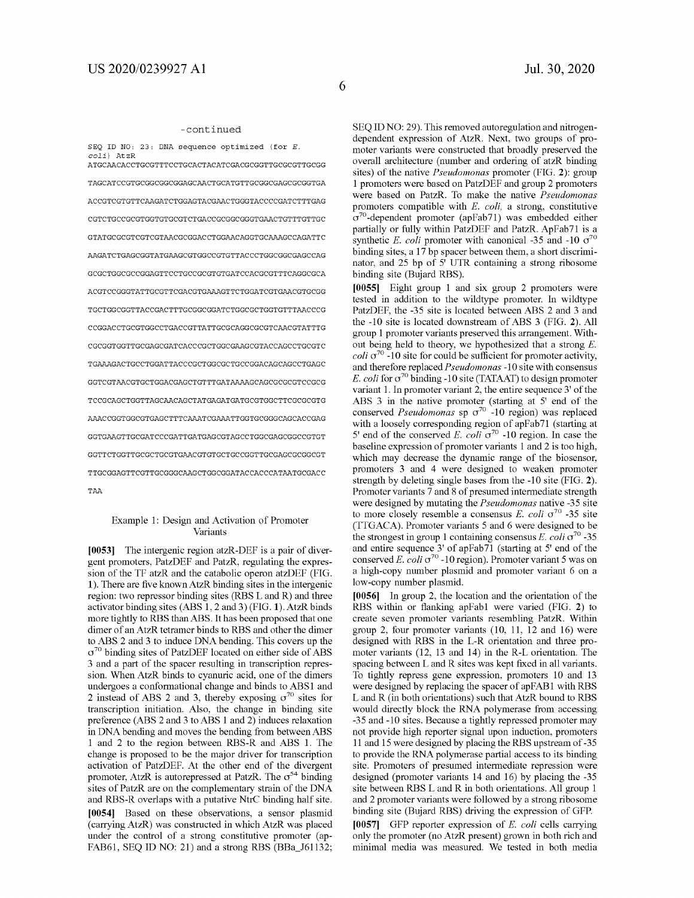-continued

SEQ ID NO: 23: DNA sequence optimized (for *E. coli*) AtzR

```
ATGCAACACCTGCGTTTCCTGCACTACATCGACGCGGTTGCGCGTTGCGG
TAGCATCCGTGCGGCGGCGGAGCAACTGCATGTTGCGGCGAGCGCGGTGA
ACCGTCGTGTTCAAGATCTGGAGTACGAACTGGGTACCCCGATCTTTGAG
CGTCTGCCGCGTGGTGTGCGTCTGACCGCGGCGGGTGAACTGTTTGTTGC
GTATGCGCGTCGTCGTAACGCGGACCTGGAACAGGTGCAAAGCCAGATTC
AAGATCTGAGCGGTATGAAGCGTGGCCGTGTTACCCTGGCGGCGAGCCAG
GCGCTGGCGCCGGAGTTCCTGCCGCGTGTGATCCACGCGTTTCAGGCGCA
ACGTCCGGGTATTGCGTTCGACGTGAAAGTTCTGGATCGTGAACGTGCGG
TGCTGGCGGTTACCGACTTTGCGGCGGATCTGGCGCTGGTGTTTAACCCG
CCGGACCTGCGTGGCCTGACCGTTATTGCGCAGGCGCGTCAACGTATTTG
CGCGGTGGTTGCGAGCGATCACCCGCTGGCGAAGCGTACCAGCCTGCGTC
TGAAAGACTGCCTGGATTACCCGCTGGCGCTGCCGGACAGCAGCCTGAGC
GGTCGTAACGTGCTGGACGAGCTGTTTGATAAAAGCAGCGCGCGTCCGCG
TCCGCAGCTGGTTAGCAACAGCTATGAGATGATGCGTGGCTTCGCGCGTG
AAACCGGTGGCGTGAGCTTTCAAATCGAAATTGGTGCGGGCAGCACCGAG
GGTGAAGTTGCGATCCCGATTGATGAGCGTAGCCTGGCGAGCGGCCGTGT
GGTTCTGGTTGCGCTGCGTGAACGTGTGCTGCCGGTTGCGAGCGCGGCGT
TTGCGGAGTTCGTTGCGGGCAAGCTGGCGGATACCACCCATAATGCGACC
TAA
```

## Example 1: Design and Activation of Promoter Variants

**[0053]** The intergenic region atzR-DEF is a pair of divergent promoters, PatzDEF and PatzR, regulating the expression of the TF atzR and the catabolic operon atzDEF (FIG. 1). There are five known AtzR binding sites in the intergenic region: two repressor binding sites (RBS L and R) and three activator binding sites (ABS 1, 2 and 3) (FIG. 1). AtzR binds more tightly to RBS than ABS. It has been proposed that one dimer of an AtzR tetramer binds to RBS and other the dimer to ABS 2 and 3 to induce DNA bending. This covers up the $\sigma^{70}$ binding sites of PatzDEF located on either side of ABS 3 and a part of the spacer resulting in transcription repression. When AtzR binds to cyanuric acid, one of the dimers undergoes a conformational change and binds to ABS1 and 2 instead of ABS 2 and 3, thereby exposing $\sigma^{70}$ sites for transcription initiation. Also, the change in binding site preference (ABS 2 and 3 to ABS 1 and 2) induces relaxation in DNA bending and moves the bending from between ABS 1 and 2 to the region between RBS-R and ABS 1. The change is proposed to be the major driver for transcription activation of PatzDEF. At the other end of the divergent promoter, AtzR is autorepressed at PatzR. The $\sigma^{54}$ binding sites of PatzR are on the complementary strain of the DNA and RBS-R overlaps with a putative NtrC binding half site.

**[0054]** Based on these observations, a sensor plasmid (carrying AtzR) was constructed in which AtzR was placed under the control of a strong constitutive promoter (apFAB61, SEQ ID NO: 21) and a strong RBS (BBa_J61132; SEQ ID NO: 29). This removed autoregulation and nitrogen-dependent expression of AtzR. Next, two groups of promoter variants were constructed that broadly preserved the overall architecture (number and ordering of atzR binding sites) of the native *Pseudomonas* promoter (FIG. 2): group 1 promoters were based on PatzDEF and group 2 promoters were based on PatzR. To make the native *Pseudomonas* promoters compatible with *E. coli*, a strong, constitutive $\sigma^{70}$-dependent promoter (apFab71) was embedded either partially or fully within PatzDEF and PatzR. ApFab71 is a synthetic *E. coli* promoter with canonical -35 and -10 $\sigma^{70}$ binding sites, a 17 bp spacer between them, a short discriminator, and 25 bp of 5' UTR containing a strong ribosome binding site (Bujard RBS).

**[0055]** Eight group 1 and six group 2 promoters were tested in addition to the wildtype promoter. In wildtype PatzDEF, the -35 site is located between ABS 2 and 3 and the -10 site is located downstream of ABS 3 (FIG. 2). All group 1 promoter variants preserved this arrangement. Without being held to theory, we hypothesized that a strong *E. coli* $\sigma^{70}$ -10 site for could be sufficient for promoter activity, and therefore replaced *Pseudomonas* -10 site with consensus *E. coli* for $\sigma^{70}$ binding -10 site (TATAAT) to design promoter variant 1. In promoter variant 2, the entire sequence 3' of the ABS 3 in the native promoter (starting at 5' end of the conserved *Pseudomonas* sp $\sigma^{70}$ -10 region) was replaced with a loosely corresponding region of apFab71 (starting at 5' end of the conserved *E. coli* $\sigma^{70}$ -10 region. In case the baseline expression of promoter variants 1 and 2 is too high, which may decrease the dynamic range of the biosensor, promoters 3 and 4 were designed to weaken promoter strength by deleting single bases from the -10 site (FIG. 2). Promoter variants 7 and 8 of presumed intermediate strength were designed by mutating the *Pseudomonas* native -35 site to more closely resemble a consensus *E. coli* $\sigma^{70}$ -35 site (TTGACA). Promoter variants 5 and 6 were designed to be the strongest in group 1 containing consensus *E. coli* $\sigma^{70}$ -35 and entire sequence 3' of apFab71 (starting at 5' end of the conserved *E. coli* $\sigma^{70}$ -10 region). Promoter variant 5 was on a high-copy number plasmid and promoter variant 6 on a low-copy number plasmid.

**[0056]** In group 2, the location and the orientation of the RBS within or flanking apFab1 were varied (FIG. 2) to create seven promoter variants resembling PatzR. Within group 2, four promoter variants (10, 11, 12 and 16) were designed with RBS in the L-R orientation and three promoter variants (12, 13 and 14) in the R-L orientation. The spacing between L and R sites was kept fixed in all variants. To tightly repress gene expression, promoters 10 and 13 were designed by replacing the spacer of apFAB1 with RBS L and R (in both orientations) such that AtzR bound to RBS would directly block the RNA polymerase from accessing -35 and -10 sites. Because a tightly repressed promoter may not provide high reporter signal upon induction, promoters 11 and 15 were designed by placing the RBS upstream of -35 to provide the RNA polymerase partial access to its binding site. Promoters of presumed intermediate repression were designed (promoter variants 14 and 16) by placing the -35 site between RBS L and R in both orientations. All group 1 and 2 promoter variants were followed by a strong ribosome binding site (Bujard RBS) driving the expression of GFP.

**[0057]** GFP reporter expression of *E. coli* cells carrying only the promoter (no AtzR present) grown in both rich and minimal media was measured. We tested in both media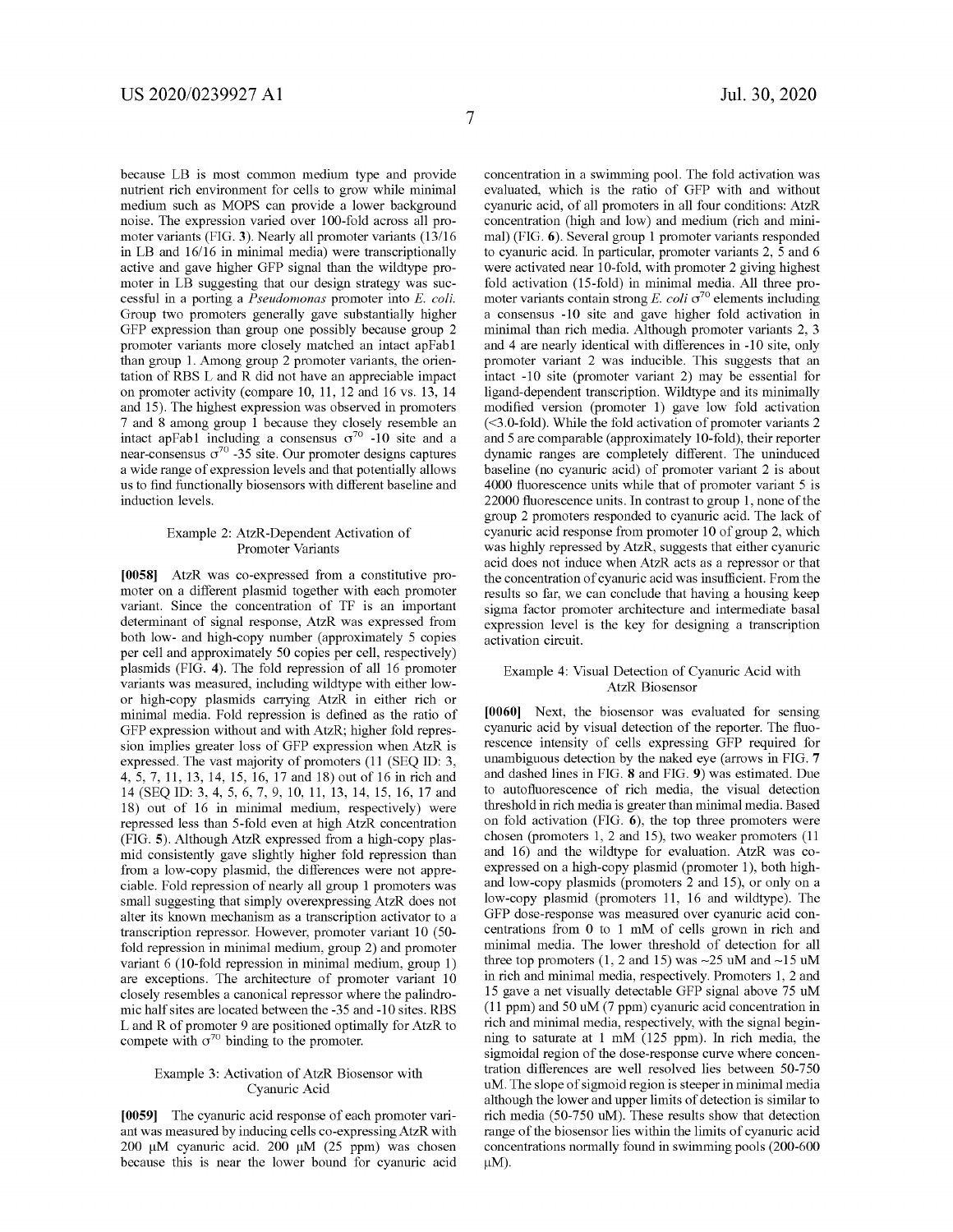because LB is most common medium type and provide nutrient rich environment for cells to grow while minimal medium such as MOPS can provide a lower background noise. The expression varied over 100-fold across all promoter variants (FIG. 3). Nearly all promoter variants (13/16 in LB and 16/16 in minimal media) were transcriptionally active and gave higher GFP signal than the wildtype promoter in LB suggesting that our design strategy was successful in a porting a *Pseudomonas* promoter into *E. coli*. Group two promoters generally gave substantially higher GFP expression than group one possibly because group 2 promoter variants more closely matched an intact apFab1 than group 1. Among group 2 promoter variants, the orientation of RBS L and R did not have an appreciable impact on promoter activity (compare 10, 11, 12 and 16 vs. 13, 14 and 15). The highest expression was observed in promoters 7 and 8 among group 1 because they closely resemble an intact apFab1 including a consensus $\sigma^{70}$ -10 site and a near-consensus $\sigma^{70}$ -35 site. Our promoter designs captures a wide range of expression levels and that potentially allows us to find functionally biosensors with different baseline and induction levels.

### Example 2: AtzR-Dependent Activation of Promoter Variants

**[0058]** AtzR was co-expressed from a constitutive promoter on a different plasmid together with each promoter variant. Since the concentration of TF is an important determinant of signal response, AtzR was expressed from both low- and high-copy number (approximately 5 copies per cell and approximately 50 copies per cell, respectively) plasmids (FIG. 4). The fold repression of all 16 promoter variants was measured, including wildtype with either low- or high-copy plasmids carrying AtzR in either rich or minimal media. Fold repression is defined as the ratio of GFP expression without and with AtzR; higher fold repression implies greater loss of GFP expression when AtzR is expressed. The vast majority of promoters (11 (SEQ ID: 3, 4, 5, 7, 11, 13, 14, 15, 16, 17 and 18) out of 16 in rich and 14 (SEQ ID: 3, 4, 5, 6, 7, 9, 10, 11, 13, 14, 15, 16, 17 and 18) out of 16 in minimal medium, respectively) were repressed less than 5-fold even at high AtzR concentration (FIG. 5). Although AtzR expressed from a high-copy plasmid consistently gave slightly higher fold repression than from a low-copy plasmid, the differences were not appreciable. Fold repression of nearly all group 1 promoters was small suggesting that simply overexpressing AtzR does not alter its known mechanism as a transcription activator to a transcription repressor. However, promoter variant 10 (50-fold repression in minimal medium, group 2) and promoter variant 6 (10-fold repression in minimal medium, group 1) are exceptions. The architecture of promoter variant 10 closely resembles a canonical repressor where the palindromic half sites are located between the -35 and -10 sites. RBS L and R of promoter 9 are positioned optimally for AtzR to compete with $\sigma^{70}$ binding to the promoter.

### Example 3: Activation of AtzR Biosensor with Cyanuric Acid

**[0059]** The cyanuric acid response of each promoter variant was measured by inducing cells co-expressing AtzR with 200 μM cyanuric acid. 200 μM (25 ppm) was chosen because this is near the lower bound for cyanuric acid concentration in a swimming pool. The fold activation was evaluated, which is the ratio of GFP with and without cyanuric acid, of all promoters in all four conditions: AtzR concentration (high and low) and medium (rich and minimal) (FIG. 6). Several group 1 promoter variants responded to cyanuric acid. In particular, promoter variants 2, 5 and 6 were activated near 10-fold, with promoter 2 giving highest fold activation (15-fold) in minimal media. All three promoter variants contain strong *E. coli* $\sigma^{70}$ elements including a consensus -10 site and gave higher fold activation in minimal than rich media. Although promoter variants 2, 3 and 4 are nearly identical with differences in -10 site, only promoter variant 2 was inducible. This suggests that an intact -10 site (promoter variant 2) may be essential for ligand-dependent transcription. Wildtype and its minimally modified version (promoter 1) gave low fold activation (<3.0-fold). While the fold activation of promoter variants 2 and 5 are comparable (approximately 10-fold), their reporter dynamic ranges are completely different. The uninduced baseline (no cyanuric acid) of promoter variant 2 is about 4000 fluorescence units while that of promoter variant 5 is 22000 fluorescence units. In contrast to group 1, none of the group 2 promoters responded to cyanuric acid. The lack of cyanuric acid response from promoter 10 of group 2, which was highly repressed by AtzR, suggests that either cyanuric acid does not induce when AtzR acts as a repressor or that the concentration of cyanuric acid was insufficient. From the results so far, we can conclude that having a housing keep sigma factor promoter architecture and intermediate basal expression level is the key for designing a transcription activation circuit.

### Example 4: Visual Detection of Cyanuric Acid with AtzR Biosensor

**[0060]** Next, the biosensor was evaluated for sensing cyanuric acid by visual detection of the reporter. The fluorescence intensity of cells expressing GFP required for unambiguous detection by the naked eye (arrows in FIG. 7 and dashed lines in FIG. 8 and FIG. 9) was estimated. Due to autofluorescence of rich media, the visual detection threshold in rich media is greater than minimal media. Based on fold activation (FIG. 6), the top three promoters were chosen (promoters 1, 2 and 15), two weaker promoters (11 and 16) and the wildtype for evaluation. AtzR was co-expressed on a high-copy plasmid (promoter 1), both high- and low-copy plasmids (promoters 2 and 15), or only on a low-copy plasmid (promoters 11, 16 and wildtype). The GFP dose-response was measured over cyanuric acid concentrations from 0 to 1 mM of cells grown in rich and minimal media. The lower threshold of detection for all three top promoters (1, 2 and 15) was ~25 uM and ~15 uM in rich and minimal media, respectively. Promoters 1, 2 and 15 gave a net visually detectable GFP signal above 75 uM (11 ppm) and 50 uM (7 ppm) cyanuric acid concentration in rich and minimal media, respectively, with the signal beginning to saturate at 1 mM (125 ppm). In rich media, the sigmoidal region of the dose-response curve where concentration differences are well resolved lies between 50-750 uM. The slope of sigmoid region is steeper in minimal media although the lower and upper limits of detection is similar to rich media (50-750 uM). These results show that detection range of the biosensor lies within the limits of cyanuric acid concentrations normally found in swimming pools (200-600 μM).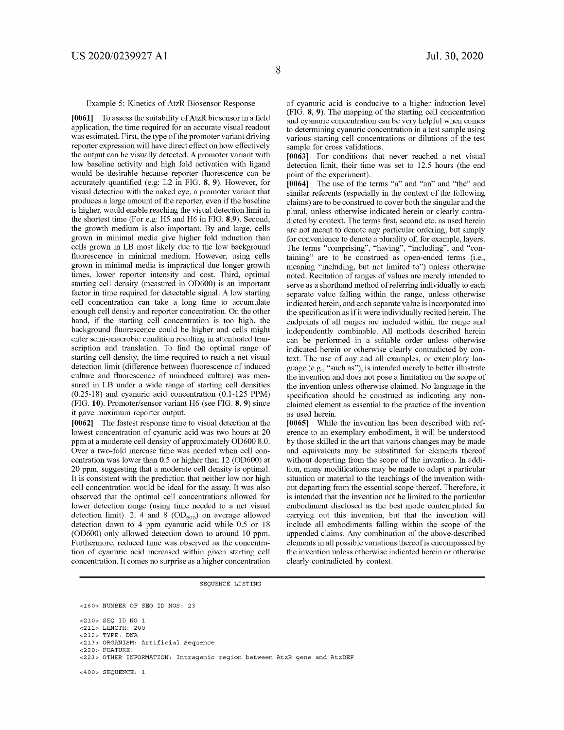Example 5: Kinetics of AtzR Biosensor Response

**[0061]** To assess the suitability of AtzR biosensor in a field application, the time required for an accurate visual readout was estimated. First, the type of the promoter variant driving reporter expression will have direct effect on how effectively the output can be visually detected. A promoter variant with low baseline activity and high fold activation with ligand would be desirable because reporter fluorescence can be accurately quantified (e.g: L2 in FIG. **8**, **9**). However, for visual detection with the naked eye, a promoter variant that produces a large amount of the reporter, even if the baseline is higher, would enable reaching the visual detection limit in the shortest time (For e.g: H5 and H6 in FIG. **8**,**9**). Second, the growth medium is also important. By and large, cells grown in minimal media give higher fold induction than cells grown in LB most likely due to the low background fluorescence in minimal medium. However, using cells grown in minimal media is impractical due longer growth times, lower reporter intensity and cost. Third, optimal starting cell density (measured in OD600) is an important factor in time required for detectable signal. A low starting cell concentration can take a long time to accumulate enough cell density and reporter concentration. On the other hand, if the starting cell concentration is too high, the background fluorescence could be higher and cells might enter semi-anaerobic condition resulting in attentuated transcription and translation. To find the optimal range of starting cell density, the time required to reach a net visual detection limit (difference between fluorescence of induced culture and fluorescence of uninduced culture) was measured in LB under a wide range of starting cell densities (0.25-18) and cyanuric acid concentration (0.1-125 PPM) (FIG. **10**). Promoter/sensor variant H6 (see FIG. **8**, **9**) since it gave maximum reporter output.

**[0062]** The fastest response time to visual detection at the lowest concentration of cyanuric acid was two hours at 20 ppm at a moderate cell density of approximately OD600 8.0. Over a two-fold increase time was needed when cell concentration was lower than 0.5 or higher than 12 (OD600) at 20 ppm, suggesting that a moderate cell density is optimal. It is consistent with the prediction that neither low nor high cell concentration would be ideal for the assay. It was also observed that the optimal cell concentrations allowed for lower detection range (using time needed to a net visual detection limit). 2, 4 and 8 ($OD_{600}$) on average allowed detection down to 4 ppm cyanuric acid while 0.5 or 18 (OD600) only allowed detection down to around 10 ppm. Furthermore, reduced time was observed as the concentration of cyanuric acid increased within given starting cell concentration. It comes no surprise as a higher concentration of cyanuric acid is conducive to a higher induction level (FIG. **8**, **9**). The mapping of the starting cell concentration and cyanuric concentration can be very helpful when comes to determining cyanuric concentration in a test sample using various starting cell concentrations or dilutions of the test sample for cross validations.

**[0063]** For conditions that never reached a net visual detection limit, their time was set to 12.5 hours (the end point of the experiment).

**[0064]** The use of the terms "a" and "an" and "the" and similar referents (especially in the context of the following claims) are to be construed to cover both the singular and the plural, unless otherwise indicated herein or clearly contradicted by context. The terms first, second etc. as used herein are not meant to denote any particular ordering, but simply for convenience to denote a plurality of, for example, layers. The terms "comprising", "having", "including", and "containing" are to be construed as open-ended terms (i.e., meaning "including, but not limited to") unless otherwise noted. Recitation of ranges of values are merely intended to serve as a shorthand method of referring individually to each separate value falling within the range, unless otherwise indicated herein, and each separate value is incorporated into the specification as if it were individually recited herein. The endpoints of all ranges are included within the range and independently combinable. All methods described herein can be performed in a suitable order unless otherwise indicated herein or otherwise clearly contradicted by context. The use of any and all examples, or exemplary language (e.g., "such as"), is intended merely to better illustrate the invention and does not pose a limitation on the scope of the invention unless otherwise claimed. No language in the specification should be construed as indicating any non-claimed element as essential to the practice of the invention as used herein.

**[0065]** While the invention has been described with reference to an exemplary embodiment, it will be understood by those skilled in the art that various changes may be made and equivalents may be substituted for elements thereof without departing from the scope of the invention. In addition, many modifications may be made to adapt a particular situation or material to the teachings of the invention without departing from the essential scope thereof. Therefore, it is intended that the invention not be limited to the particular embodiment disclosed as the best mode contemplated for carrying out this invention, but that the invention will include all embodiments falling within the scope of the appended claims. Any combination of the above-described elements in all possible variations thereof is encompassed by the invention unless otherwise indicated herein or otherwise clearly contradicted by context.

SEQUENCE LISTING

```
<160> NUMBER OF SEQ ID NOS: 23

<210> SEQ ID NO 1
<211> LENGTH: 200
<212> TYPE: DNA
<213> ORGANISM: Artificial Sequence
<220> FEATURE:
<223> OTHER INFORMATION: Intragenic region between AtzR gene and AtzDEF

<400> SEQUENCE: 1
```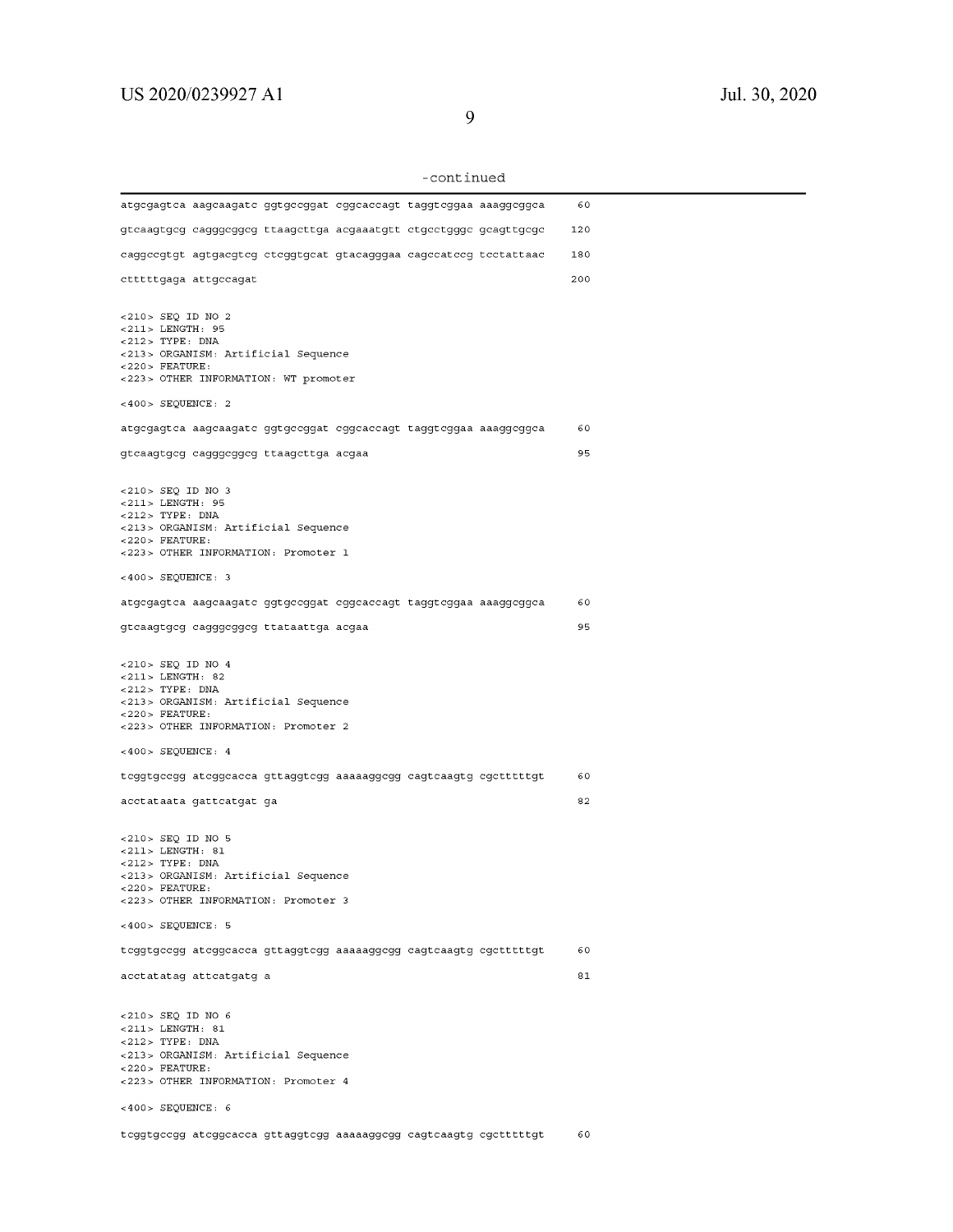-continued

```
atgcgagtca aagcaagatc ggtgccggat cggcaccagt taggtcggaa aaaggcggca     60

gtcaagtgcg cagggcggcg ttaagcttga acgaaatgtt ctgcctgggc gcagttgcgc    120

caggccgtgt agtgacgtcg ctcggtgcat gtacagggaa cagccatccg tcctattaac    180

ctttttgaga attgccagat                                                200


<210> SEQ ID NO 2
<211> LENGTH: 95
<212> TYPE: DNA
<213> ORGANISM: Artificial Sequence
<220> FEATURE:
<223> OTHER INFORMATION: WT promoter

<400> SEQUENCE: 2

atgcgagtca aagcaagatc ggtgccggat cggcaccagt taggtcggaa aaaggcggca     60

gtcaagtgcg cagggcggcg ttaagcttga acgaa                                95


<210> SEQ ID NO 3
<211> LENGTH: 95
<212> TYPE: DNA
<213> ORGANISM: Artificial Sequence
<220> FEATURE:
<223> OTHER INFORMATION: Promoter 1

<400> SEQUENCE: 3

atgcgagtca aagcaagatc ggtgccggat cggcaccagt taggtcggaa aaaggcggca     60

gtcaagtgcg cagggcggcg ttataattga acgaa                                95


<210> SEQ ID NO 4
<211> LENGTH: 82
<212> TYPE: DNA
<213> ORGANISM: Artificial Sequence
<220> FEATURE:
<223> OTHER INFORMATION: Promoter 2

<400> SEQUENCE: 4

tcggtgccgg atcggcacca gttaggtcgg aaaaaggcgg cagtcaagtg cgctttttgt     60

acctataata gattcatgat ga                                              82


<210> SEQ ID NO 5
<211> LENGTH: 81
<212> TYPE: DNA
<213> ORGANISM: Artificial Sequence
<220> FEATURE:
<223> OTHER INFORMATION: Promoter 3

<400> SEQUENCE: 5

tcggtgccgg atcggcacca gttaggtcgg aaaaaggcgg cagtcaagtg cgctttttgt     60

acctatatag attcatgatg a                                               81


<210> SEQ ID NO 6
<211> LENGTH: 81
<212> TYPE: DNA
<213> ORGANISM: Artificial Sequence
<220> FEATURE:
<223> OTHER INFORMATION: Promoter 4

<400> SEQUENCE: 6

tcggtgccgg atcggcacca gttaggtcgg aaaaaggcgg cagtcaagtg cgctttttgt     60
```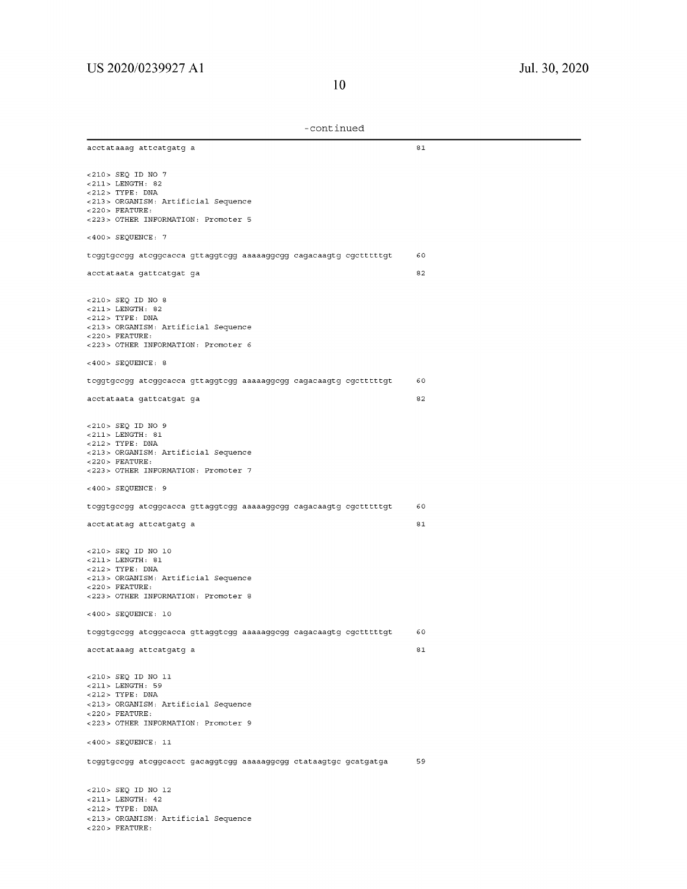-continued

```
acctataaag attcatgatg a                                                    81


<210> SEQ ID NO 7
<211> LENGTH: 82
<212> TYPE: DNA
<213> ORGANISM: Artificial Sequence
<220> FEATURE:
<223> OTHER INFORMATION: Promoter 5

<400> SEQUENCE: 7

tcggtgccgg atcggcacca gttaggtcgg aaaaaggcgg cagacaagtg cgctttttgt    60

acctataata gattcatgat ga                                             82


<210> SEQ ID NO 8
<211> LENGTH: 82
<212> TYPE: DNA
<213> ORGANISM: Artificial Sequence
<220> FEATURE:
<223> OTHER INFORMATION: Promoter 6

<400> SEQUENCE: 8

tcggtgccgg atcggcacca gttaggtcgg aaaaaggcgg cagacaagtg cgctttttgt    60

acctataata gattcatgat ga                                             82


<210> SEQ ID NO 9
<211> LENGTH: 81
<212> TYPE: DNA
<213> ORGANISM: Artificial Sequence
<220> FEATURE:
<223> OTHER INFORMATION: Promoter 7

<400> SEQUENCE: 9

tcggtgccgg atcggcacca gttaggtcgg aaaaaggcgg cagacaagtg cgctttttgt    60

acctatatag attcatgatg a                                              81


<210> SEQ ID NO 10
<211> LENGTH: 81
<212> TYPE: DNA
<213> ORGANISM: Artificial Sequence
<220> FEATURE:
<223> OTHER INFORMATION: Promoter 8

<400> SEQUENCE: 10

tcggtgccgg atcggcacca gttaggtcgg aaaaaggcgg cagacaagtg cgctttttgt    60

acctataaag attcatgatg a                                              81


<210> SEQ ID NO 11
<211> LENGTH: 59
<212> TYPE: DNA
<213> ORGANISM: Artificial Sequence
<220> FEATURE:
<223> OTHER INFORMATION: Promoter 9

<400> SEQUENCE: 11

tcggtgccgg atcggcacct gacaggtcgg aaaaaggcgg ctataagtgc gcatgatga     59


<210> SEQ ID NO 12
<211> LENGTH: 42
<212> TYPE: DNA
<213> ORGANISM: Artificial Sequence
<220> FEATURE:
```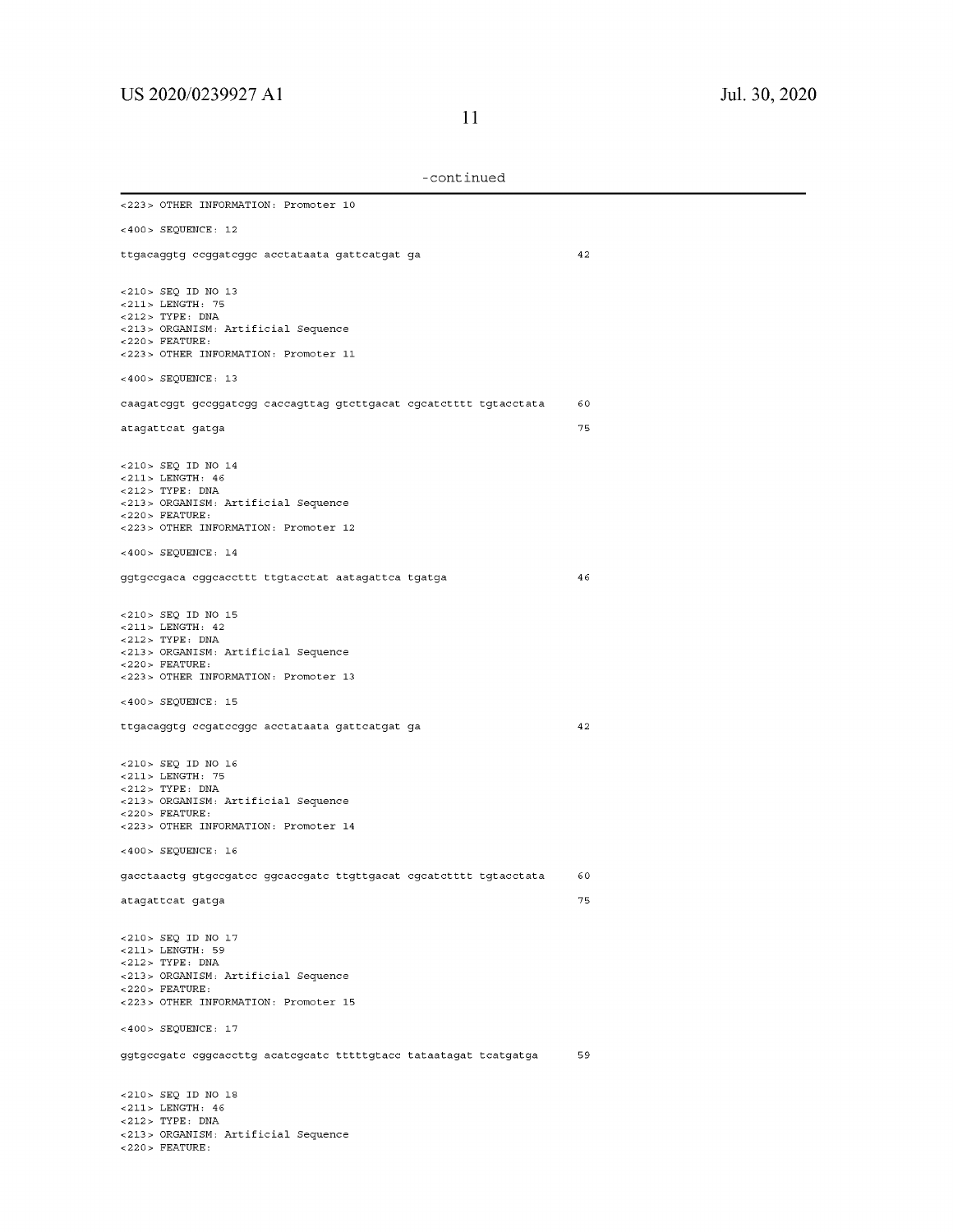-continued

```
<223> OTHER INFORMATION: Promoter 10

<400> SEQUENCE: 12

ttgacaggtg ccggatcggc acctataata gattcatgat ga                        42


<210> SEQ ID NO 13
<211> LENGTH: 75
<212> TYPE: DNA
<213> ORGANISM: Artificial Sequence
<220> FEATURE:
<223> OTHER INFORMATION: Promoter 11

<400> SEQUENCE: 13

caagatcggt gccggatcgg caccagttag gtcttgacat cgcatctttt tgtacctata     60

atagattcat gatga                                                      75


<210> SEQ ID NO 14
<211> LENGTH: 46
<212> TYPE: DNA
<213> ORGANISM: Artificial Sequence
<220> FEATURE:
<223> OTHER INFORMATION: Promoter 12

<400> SEQUENCE: 14

ggtgccgaca cggcaccttt ttgtacctat aatagattca tgatga                    46


<210> SEQ ID NO 15
<211> LENGTH: 42
<212> TYPE: DNA
<213> ORGANISM: Artificial Sequence
<220> FEATURE:
<223> OTHER INFORMATION: Promoter 13

<400> SEQUENCE: 15

ttgacaggtg ccgatccggc acctataata gattcatgat ga                        42


<210> SEQ ID NO 16
<211> LENGTH: 75
<212> TYPE: DNA
<213> ORGANISM: Artificial Sequence
<220> FEATURE:
<223> OTHER INFORMATION: Promoter 14

<400> SEQUENCE: 16

gacctaactg gtgccgatcc ggcaccgatc ttgttgacat cgcatctttt tgtacctata     60

atagattcat gatga                                                      75


<210> SEQ ID NO 17
<211> LENGTH: 59
<212> TYPE: DNA
<213> ORGANISM: Artificial Sequence
<220> FEATURE:
<223> OTHER INFORMATION: Promoter 15

<400> SEQUENCE: 17

ggtgccgatc cggcaccttg acatcgcatc tttttgtacc tataatagat tcatgatga      59


<210> SEQ ID NO 18
<211> LENGTH: 46
<212> TYPE: DNA
<213> ORGANISM: Artificial Sequence
<220> FEATURE:
```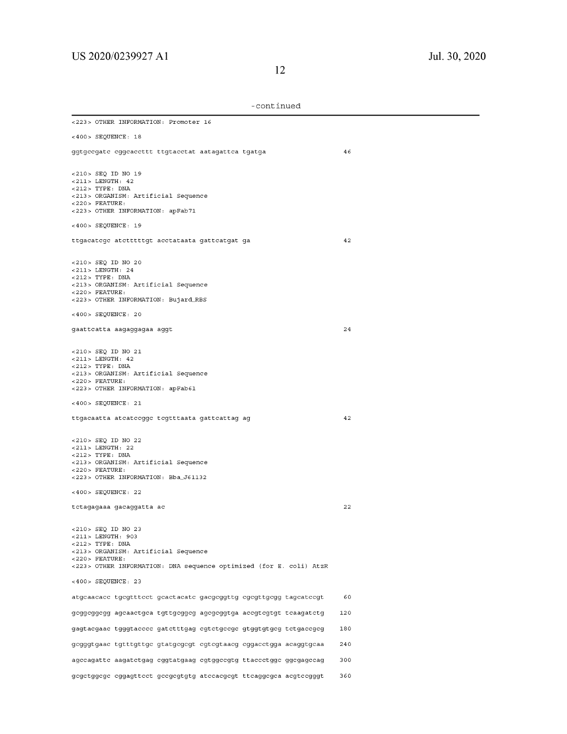-continued

```
<223> OTHER INFORMATION: Promoter 16

<400> SEQUENCE: 18

ggtgccgatc cggcaccttt ttgtacctat aatagattca tgatga                46


<210> SEQ ID NO 19
<211> LENGTH: 42
<212> TYPE: DNA
<213> ORGANISM: Artificial Sequence
<220> FEATURE:
<223> OTHER INFORMATION: apFab71

<400> SEQUENCE: 19

ttgacatcgc atctttttgt acctataata gattcatgat ga                    42


<210> SEQ ID NO 20
<211> LENGTH: 24
<212> TYPE: DNA
<213> ORGANISM: Artificial Sequence
<220> FEATURE:
<223> OTHER INFORMATION: Bujard_RBS

<400> SEQUENCE: 20

gaattcatta aagaggagaa aggt                                        24


<210> SEQ ID NO 21
<211> LENGTH: 42
<212> TYPE: DNA
<213> ORGANISM: Artificial Sequence
<220> FEATURE:
<223> OTHER INFORMATION: apFab61

<400> SEQUENCE: 21

ttgacaatta atcatccggc tcgtttaata gattcattag ag                    42


<210> SEQ ID NO 22
<211> LENGTH: 22
<212> TYPE: DNA
<213> ORGANISM: Artificial Sequence
<220> FEATURE:
<223> OTHER INFORMATION: Bba_J61132

<400> SEQUENCE: 22

tctagagaaa gacaggatta ac                                          22


<210> SEQ ID NO 23
<211> LENGTH: 903
<212> TYPE: DNA
<213> ORGANISM: Artificial Sequence
<220> FEATURE:
<223> OTHER INFORMATION: DNA sequence optimized (for E. coli) AtzR

<400> SEQUENCE: 23

atgcaacacc tgcgtttcct gcactacatc gacgcggttg cgcgttgcgg tagcatccgt     60

gcggcggcgg agcaactgca tgttgcggcg agcgcggtga accgtcgtgt tcaagatctg    120

gagtacgaac tgggtacccc gatctttgag cgtctgccgc gtggtgtgcg tctgaccgcg    180

gcgggtgaac tgtttgttgc gtatgcgcgt cgtcgtaacg cggacctgga acaggtgcaa    240

agccagattc aagatctgag cggtatgaag cgtggccgtg ttaccctggc ggcgagccag    300

gcgctggcgc cggagttcct gccgcgtgtg atccacgcgt ttcaggcgca acgtccgggt    360
```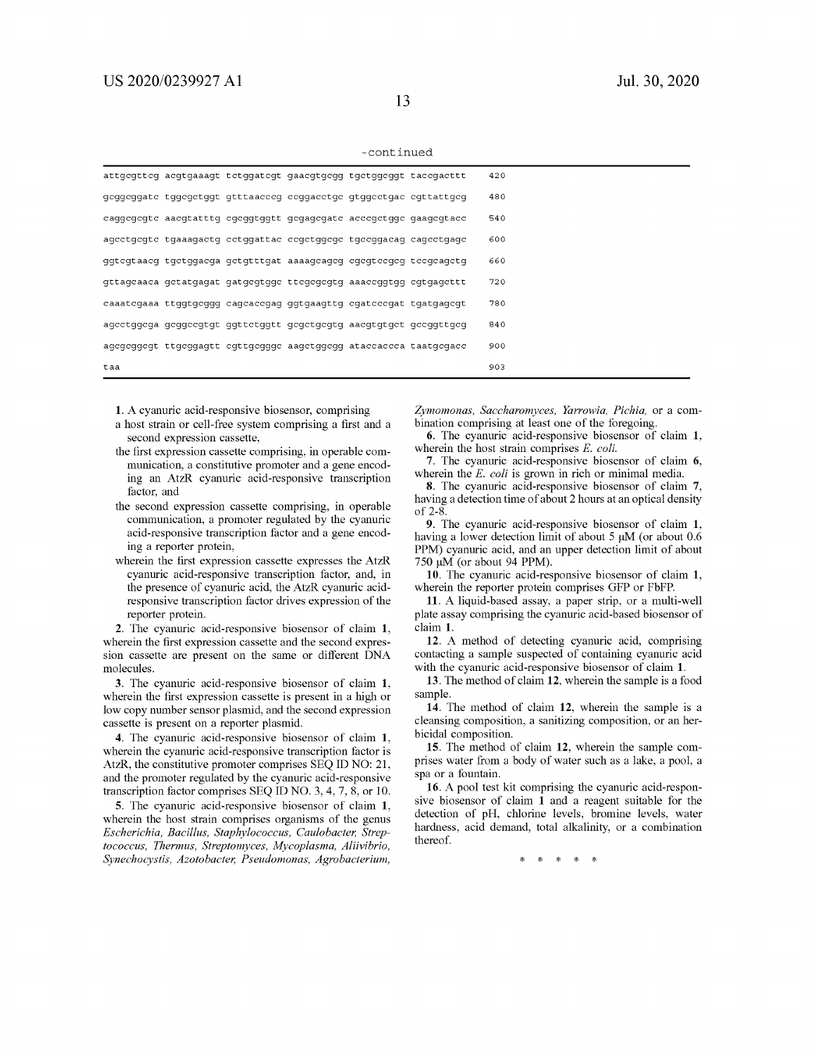-continued

```
attgcgttcg acgtgaaagt tctggatcgt gaacgtgcgg tgctggcggt taccgacttt    420

gcggcggatc tggcgctggt gtttaacccg ccggacctgc gtggcctgac cgttattgcg    480

caggcgcgtc aacgtatttg cgcggtggtt gcgagcgatc acccgctggc gaagcgtacc    540

agcctgcgtc tgaaagactg cctggattac ccgctggcgc tgccggacag cagcctgagc    600

ggtcgtaacg tgctggacga gctgtttgat aaaagcagcg cgcgtccgcg tccgcagctg    660

gttagcaaca gctatgagat gatgcgtggc ttcgcgcgtg aaaccggtgg cgtgagcttt    720

caaatcgaaa ttggtgcggg cagcaccgag ggtgaagttg cgatcccgat tgatgagcgt    780

agcctggcga gcggccgtgt ggttctggtt gcgctgcgtg aacgtgtgct gccggttgcg    840

agcgcggcgt ttgcggagtt cgttgcgggc aagctggcgg ataccaccca taatgcgacc    900

taa                                                                   903
```

1. A cyanuric acid-responsive biosensor, comprising
   a host strain or cell-free system comprising a first and a second expression cassette,
   the first expression cassette comprising, in operable communication, a constitutive promoter and a gene encoding an AtzR cyanuric acid-responsive transcription factor, and
   the second expression cassette comprising, in operable communication, a promoter regulated by the cyanuric acid-responsive transcription factor and a gene encoding a reporter protein,
   wherein the first expression cassette expresses the AtzR cyanuric acid-responsive transcription factor, and, in the presence of cyanuric acid, the AtzR cyanuric acid-responsive transcription factor drives expression of the reporter protein.

2. The cyanuric acid-responsive biosensor of claim 1, wherein the first expression cassette and the second expression cassette are present on the same or different DNA molecules.

3. The cyanuric acid-responsive biosensor of claim 1, wherein the first expression cassette is present in a high or low copy number sensor plasmid, and the second expression cassette is present on a reporter plasmid.

4. The cyanuric acid-responsive biosensor of claim 1, wherein the cyanuric acid-responsive transcription factor is AtzR, the constitutive promoter comprises SEQ ID NO: 21, and the promoter regulated by the cyanuric acid-responsive transcription factor comprises SEQ ID NO. 3, 4, 7, 8, or 10.

5. The cyanuric acid-responsive biosensor of claim 1, wherein the host strain comprises organisms of the genus *Escherichia, Bacillus, Staphylococcus, Caulobacter, Streptococcus, Thermus, Streptomyces, Mycoplasma, Aliivibrio, Synechocystis, Azotobacter, Pseudomonas, Agrobacterium, Zymomonas, Saccharomyces, Yarrowia, Pichia,* or a combination comprising at least one of the foregoing.

6. The cyanuric acid-responsive biosensor of claim 1, wherein the host strain comprises *E. coli.*

7. The cyanuric acid-responsive biosensor of claim 6, wherein the *E. coli* is grown in rich or minimal media.

8. The cyanuric acid-responsive biosensor of claim 7, having a detection time of about 2 hours at an optical density of 2-8.

9. The cyanuric acid-responsive biosensor of claim 1, having a lower detection limit of about 5 μM (or about 0.6 PPM) cyanuric acid, and an upper detection limit of about 750 μM (or about 94 PPM).

10. The cyanuric acid-responsive biosensor of claim 1, wherein the reporter protein comprises GFP or FbFP.

11. A liquid-based assay, a paper strip, or a multi-well plate assay comprising the cyanuric acid-based biosensor of claim 1.

12. A method of detecting cyanuric acid, comprising contacting a sample suspected of containing cyanuric acid with the cyanuric acid-responsive biosensor of claim 1.

13. The method of claim 12, wherein the sample is a food sample.

14. The method of claim 12, wherein the sample is a cleansing composition, a sanitizing composition, or an herbicidal composition.

15. The method of claim 12, wherein the sample comprises water from a body of water such as a lake, a pool, a spa or a fountain.

16. A pool test kit comprising the cyanuric acid-responsive biosensor of claim 1 and a reagent suitable for the detection of pH, chlorine levels, bromine levels, water hardness, acid demand, total alkalinity, or a combination thereof.

* * * * *